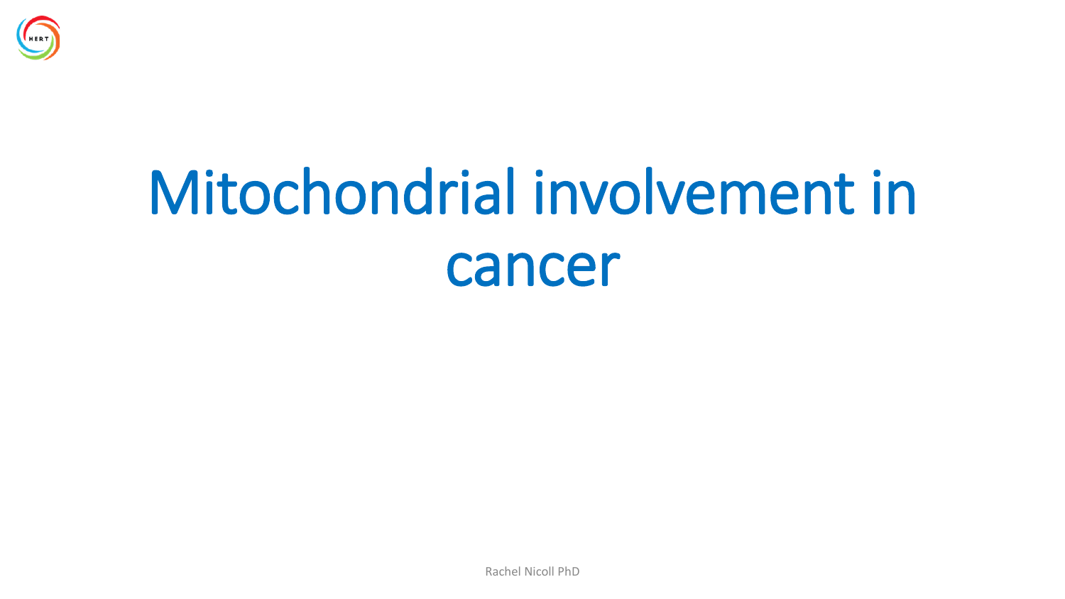# Mitochondrial involvement in cancer

Rachel Nicoll PhD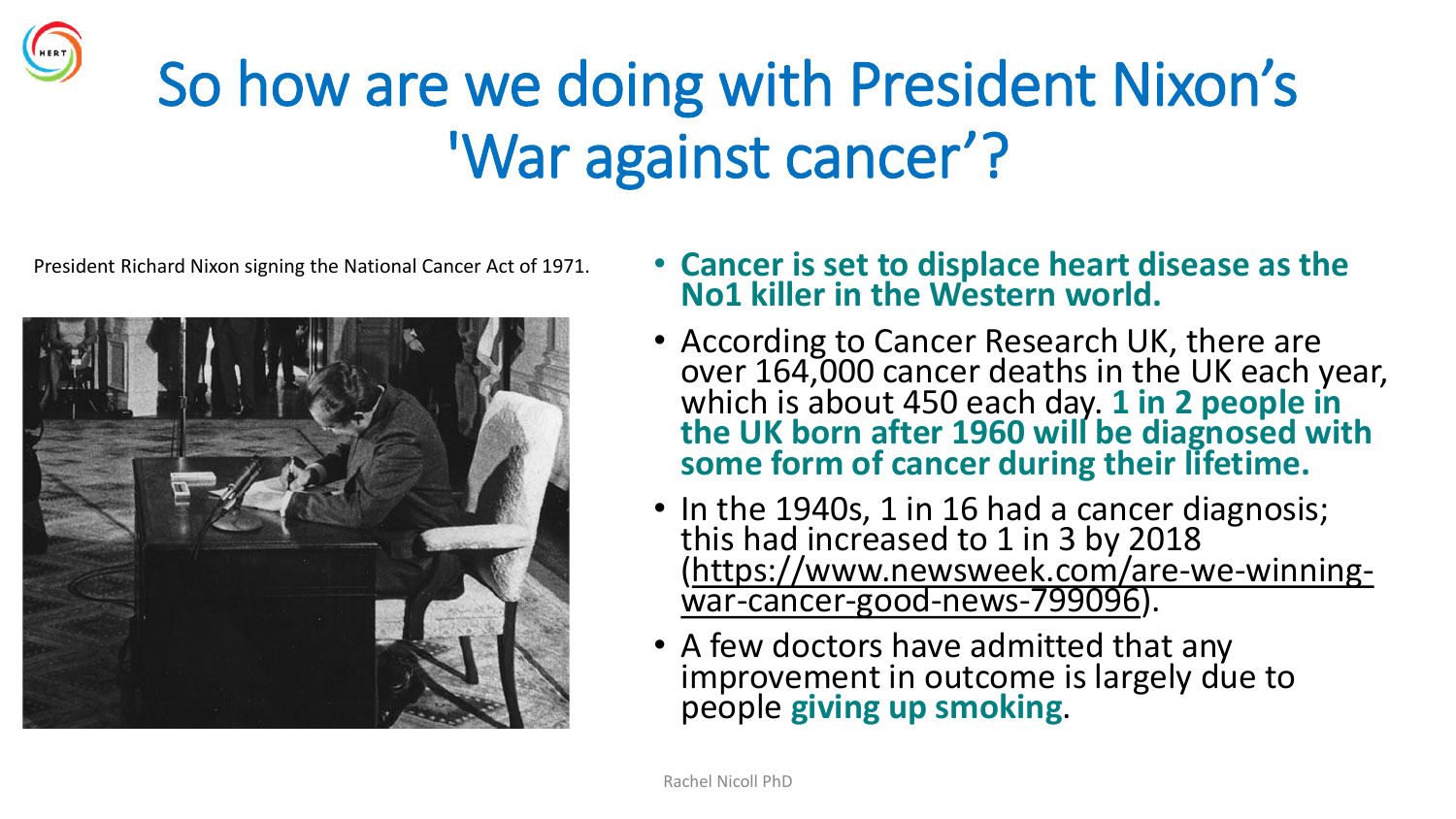# So how are we doing with President Nixon's 'War against cancer'?

President Richard Nixon signing the National Cancer Act of 1971.

- **Cancer is set to displace heart disease as the No1 killer in the Western world.**
- According to Cancer Research UK, there are over 164,000 cancer deaths in the UK each year, which is about 450 each day. **1 in 2 people in the UK born after 1960 will be diagnosed with some form of cancer during their lifetime.**
- In the 1940s, 1 in 16 had a cancer diagnosis; this had increased to 1 in 3 by 2018 (https://www.newsweek.com/are-we-winning-war-cancer-good-news-799096).
- A few doctors have admitted that any improvement in outcome is largely due to people **giving up smoking**.

Rachel Nicoll PhD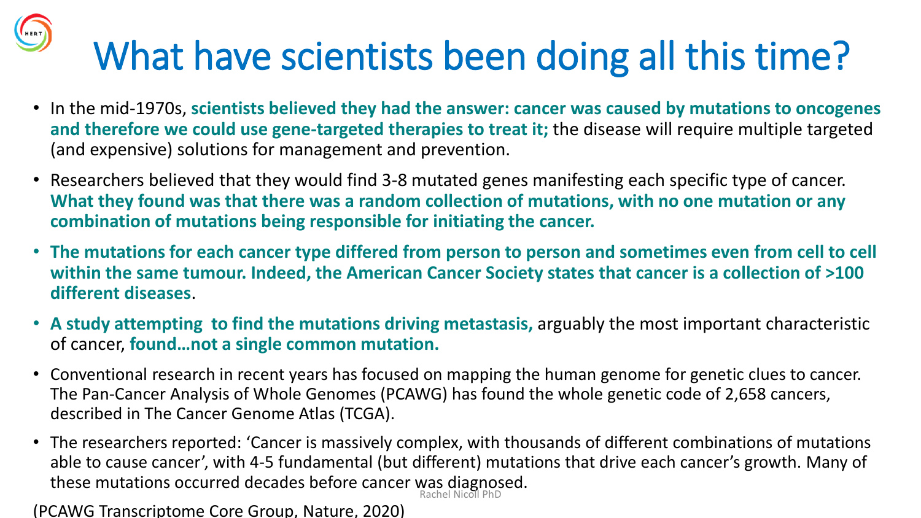# What have scientists been doing all this time?

- In the mid-1970s, **scientists believed they had the answer: cancer was caused by mutations to oncogenes and therefore we could use gene-targeted therapies to treat it;** the disease will require multiple targeted (and expensive) solutions for management and prevention.
- Researchers believed that they would find 3-8 mutated genes manifesting each specific type of cancer. **What they found was that there was a random collection of mutations, with no one mutation or any combination of mutations being responsible for initiating the cancer.**
- **The mutations for each cancer type differed from person to person and sometimes even from cell to cell within the same tumour. Indeed, the American Cancer Society states that cancer is a collection of >100 different diseases**.
- **A study attempting to find the mutations driving metastasis,** arguably the most important characteristic of cancer, **found…not a single common mutation.**
- Conventional research in recent years has focused on mapping the human genome for genetic clues to cancer. The Pan-Cancer Analysis of Whole Genomes (PCAWG) has found the whole genetic code of 2,658 cancers, described in The Cancer Genome Atlas (TCGA).
- The researchers reported: 'Cancer is massively complex, with thousands of different combinations of mutations able to cause cancer', with 4-5 fundamental (but different) mutations that drive each cancer's growth. Many of these mutations occurred decades before cancer was diagnosed.

(PCAWG Transcriptome Core Group, Nature, 2020)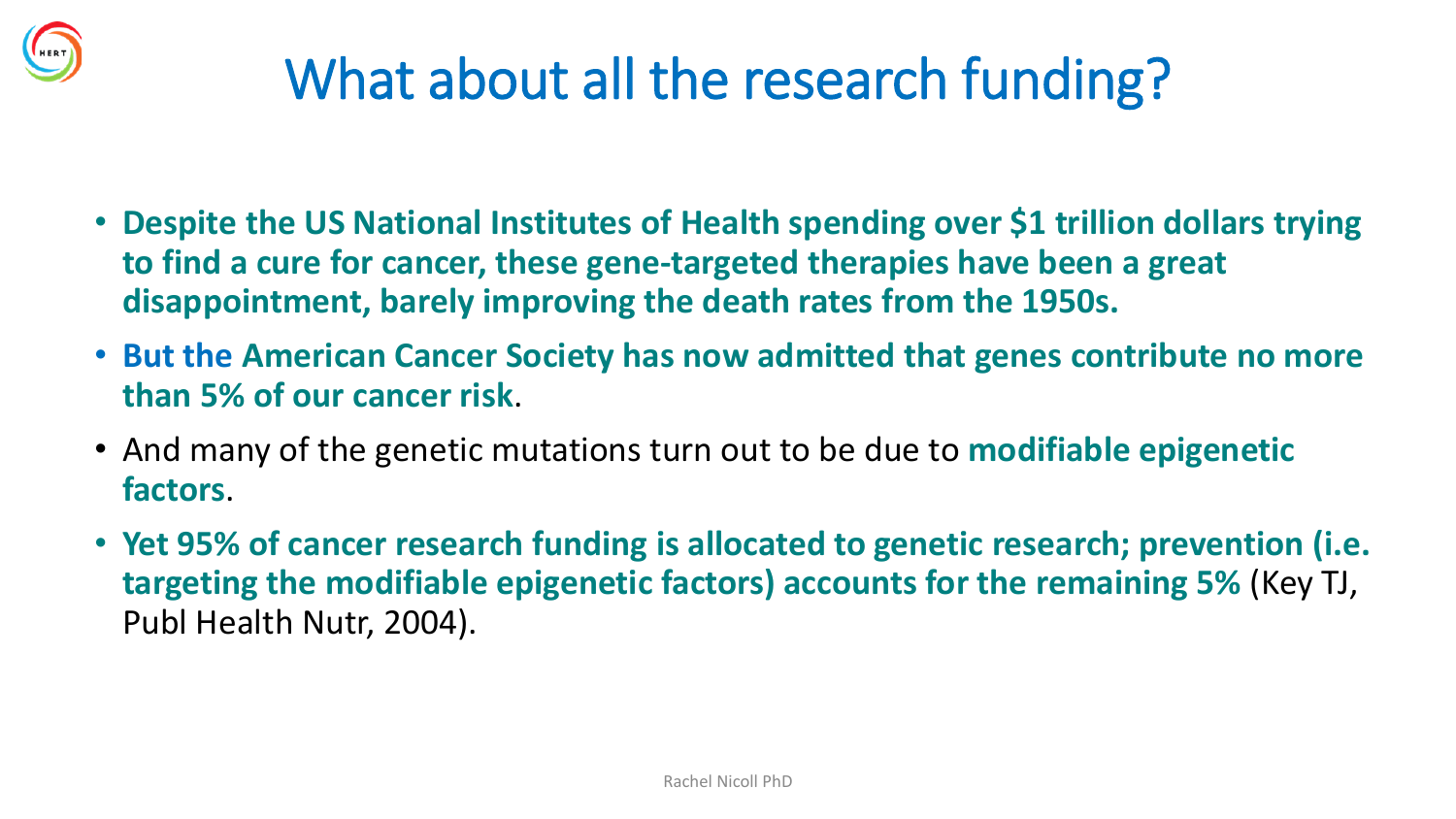# What about all the research funding?

- **Despite the US National Institutes of Health spending over $1 trillion dollars trying to find a cure for cancer, these gene-targeted therapies have been a great disappointment, barely improving the death rates from the 1950s.**
- **But the American Cancer Society has now admitted that genes contribute no more than 5% of our cancer risk**.
- And many of the genetic mutations turn out to be due to **modifiable epigenetic factors**.
- **Yet 95% of cancer research funding is allocated to genetic research; prevention (i.e. targeting the modifiable epigenetic factors) accounts for the remaining 5%** (Key TJ, Publ Health Nutr, 2004).

Rachel Nicoll PhD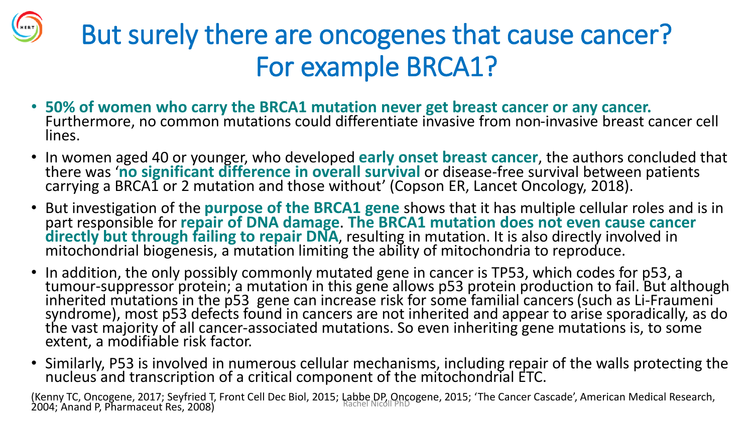# But surely there are oncogenes that cause cancer? For example BRCA1?

- **50% of women who carry the BRCA1 mutation never get breast cancer or any cancer.** Furthermore, no common mutations could differentiate invasive from non-invasive breast cancer cell lines.
- In women aged 40 or younger, who developed **early onset breast cancer**, the authors concluded that there was '**no significant difference in overall survival** or disease-free survival between patients carrying a BRCA1 or 2 mutation and those without' (Copson ER, Lancet Oncology, 2018).
- But investigation of the **purpose of the BRCA1 gene** shows that it has multiple cellular roles and is in part responsible for **repair of DNA damage**. **The BRCA1 mutation does not even cause cancer directly but through failing to repair DNA**, resulting in mutation. It is also directly involved in mitochondrial biogenesis, a mutation limiting the ability of mitochondria to reproduce.
- In addition, the only possibly commonly mutated gene in cancer is TP53, which codes for p53, a tumour-suppressor protein; a mutation in this gene allows p53 protein production to fail. But although inherited mutations in the p53 gene can increase risk for some familial cancers (such as Li-Fraumeni syndrome), most p53 defects found in cancers are not inherited and appear to arise sporadically, as do the vast majority of all cancer-associated mutations. So even inheriting gene mutations is, to some extent, a modifiable risk factor.
- Similarly, P53 is involved in numerous cellular mechanisms, including repair of the walls protecting the nucleus and transcription of a critical component of the mitochondrial ETC.

(Kenny TC, Oncogene, 2017; Seyfried T, Front Cell Dec Biol, 2015; Labbe DP, Oncogene, 2015; 'The Cancer Cascade', American Medical Research, 2004; Anand P, Pharmaceut Res, 2008)

Rachel Nicoll PhD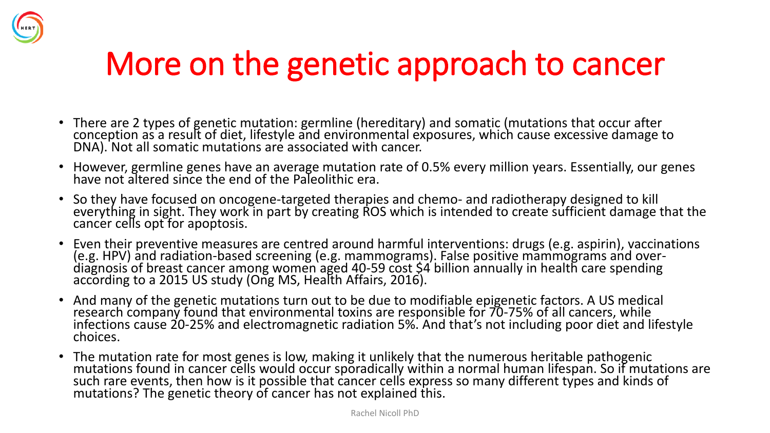# More on the genetic approach to cancer

- There are 2 types of genetic mutation: germline (hereditary) and somatic (mutations that occur after conception as a result of diet, lifestyle and environmental exposures, which cause excessive damage to DNA). Not all somatic mutations are associated with cancer.
- However, germline genes have an average mutation rate of 0.5% every million years. Essentially, our genes have not altered since the end of the Paleolithic era.
- So they have focused on oncogene-targeted therapies and chemo- and radiotherapy designed to kill everything in sight. They work in part by creating ROS which is intended to create sufficient damage that the cancer cells opt for apoptosis.
- Even their preventive measures are centred around harmful interventions: drugs (e.g. aspirin), vaccinations (e.g. HPV) and radiation-based screening (e.g. mammograms). False positive mammograms and over-diagnosis of breast cancer among women aged 40-59 cost $4 billion annually in health care spending according to a 2015 US study (Ong MS, Health Affairs, 2016).
- And many of the genetic mutations turn out to be due to modifiable epigenetic factors. A US medical research company found that environmental toxins are responsible for 70-75% of all cancers, while infections cause 20-25% and electromagnetic radiation 5%. And that's not including poor diet and lifestyle choices.
- The mutation rate for most genes is low, making it unlikely that the numerous heritable pathogenic mutations found in cancer cells would occur sporadically within a normal human lifespan. So if mutations are such rare events, then how is it possible that cancer cells express so many different types and kinds of mutations? The genetic theory of cancer has not explained this.

Rachel Nicoll PhD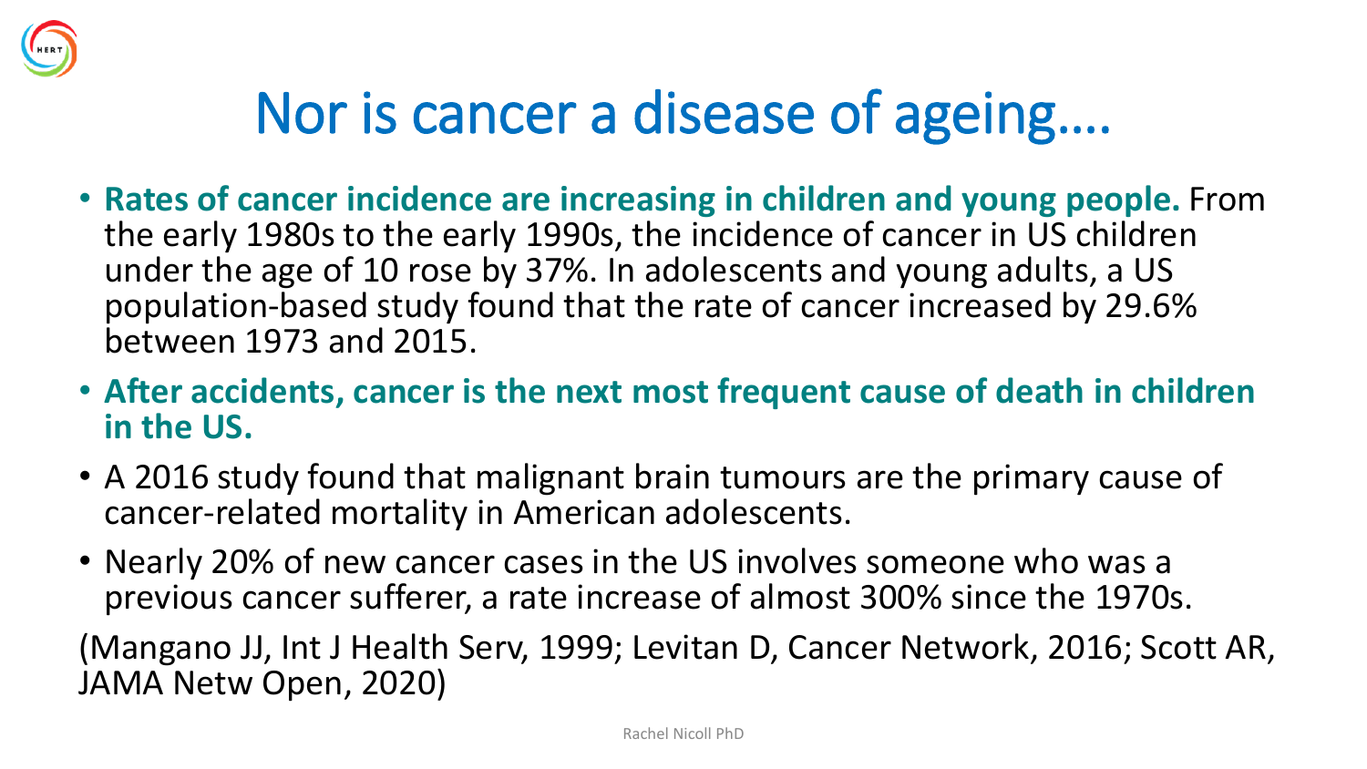# Nor is cancer a disease of ageing….

- **Rates of cancer incidence are increasing in children and young people.** From the early 1980s to the early 1990s, the incidence of cancer in US children under the age of 10 rose by 37%. In adolescents and young adults, a US population-based study found that the rate of cancer increased by 29.6% between 1973 and 2015.
- **After accidents, cancer is the next most frequent cause of death in children in the US.**
- A 2016 study found that malignant brain tumours are the primary cause of cancer-related mortality in American adolescents.
- Nearly 20% of new cancer cases in the US involves someone who was a previous cancer sufferer, a rate increase of almost 300% since the 1970s.

(Mangano JJ, Int J Health Serv, 1999; Levitan D, Cancer Network, 2016; Scott AR, JAMA Netw Open, 2020)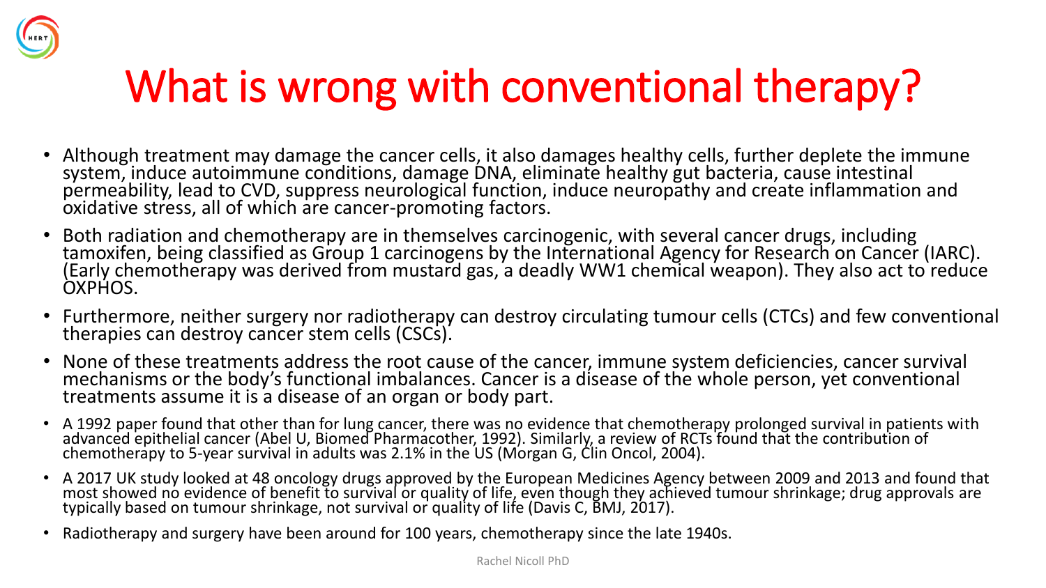# What is wrong with conventional therapy?

- Although treatment may damage the cancer cells, it also damages healthy cells, further deplete the immune system, induce autoimmune conditions, damage DNA, eliminate healthy gut bacteria, cause intestinal permeability, lead to CVD, suppress neurological function, induce neuropathy and create inflammation and oxidative stress, all of which are cancer-promoting factors.
- Both radiation and chemotherapy are in themselves carcinogenic, with several cancer drugs, including tamoxifen, being classified as Group 1 carcinogens by the International Agency for Research on Cancer (IARC). (Early chemotherapy was derived from mustard gas, a deadly WW1 chemical weapon). They also act to reduce OXPHOS.
- Furthermore, neither surgery nor radiotherapy can destroy circulating tumour cells (CTCs) and few conventional therapies can destroy cancer stem cells (CSCs).
- None of these treatments address the root cause of the cancer, immune system deficiencies, cancer survival mechanisms or the body's functional imbalances. Cancer is a disease of the whole person, yet conventional treatments assume it is a disease of an organ or body part.
- A 1992 paper found that other than for lung cancer, there was no evidence that chemotherapy prolonged survival in patients with advanced epithelial cancer (Abel U, Biomed Pharmacother, 1992). Similarly, a review of RCTs found that the contribution of chemotherapy to 5-year survival in adults was 2.1% in the US (Morgan G, Clin Oncol, 2004).
- A 2017 UK study looked at 48 oncology drugs approved by the European Medicines Agency between 2009 and 2013 and found that most showed no evidence of benefit to survival or quality of life, even though they achieved tumour shrinkage; drug approvals are typically based on tumour shrinkage, not survival or quality of life (Davis C, BMJ, 2017).
- Radiotherapy and surgery have been around for 100 years, chemotherapy since the late 1940s.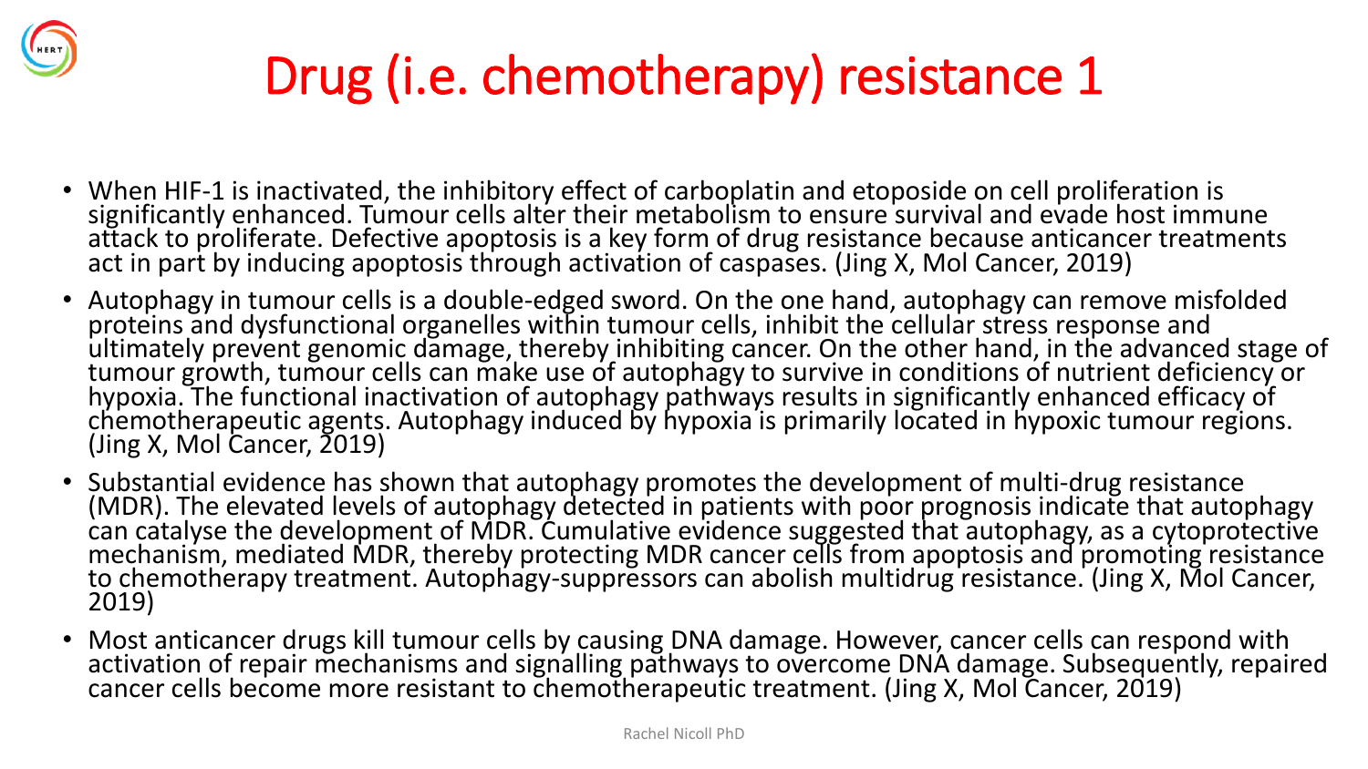# Drug (i.e. chemotherapy) resistance 1

- When HIF-1 is inactivated, the inhibitory effect of carboplatin and etoposide on cell proliferation is significantly enhanced. Tumour cells alter their metabolism to ensure survival and evade host immune attack to proliferate. Defective apoptosis is a key form of drug resistance because anticancer treatments act in part by inducing apoptosis through activation of caspases. (Jing X, Mol Cancer, 2019)
- Autophagy in tumour cells is a double-edged sword. On the one hand, autophagy can remove misfolded proteins and dysfunctional organelles within tumour cells, inhibit the cellular stress response and ultimately prevent genomic damage, thereby inhibiting cancer. On the other hand, in the advanced stage of tumour growth, tumour cells can make use of autophagy to survive in conditions of nutrient deficiency or hypoxia. The functional inactivation of autophagy pathways results in significantly enhanced efficacy of chemotherapeutic agents. Autophagy induced by hypoxia is primarily located in hypoxic tumour regions. (Jing X, Mol Cancer, 2019)
- Substantial evidence has shown that autophagy promotes the development of multi-drug resistance (MDR). The elevated levels of autophagy detected in patients with poor prognosis indicate that autophagy can catalyse the development of MDR. Cumulative evidence suggested that autophagy, as a cytoprotective mechanism, mediated MDR, thereby protecting MDR cancer cells from apoptosis and promoting resistance to chemotherapy treatment. Autophagy-suppressors can abolish multidrug resistance. (Jing X, Mol Cancer, 2019)
- Most anticancer drugs kill tumour cells by causing DNA damage. However, cancer cells can respond with activation of repair mechanisms and signalling pathways to overcome DNA damage. Subsequently, repaired cancer cells become more resistant to chemotherapeutic treatment. (Jing X, Mol Cancer, 2019)

Rachel Nicoll PhD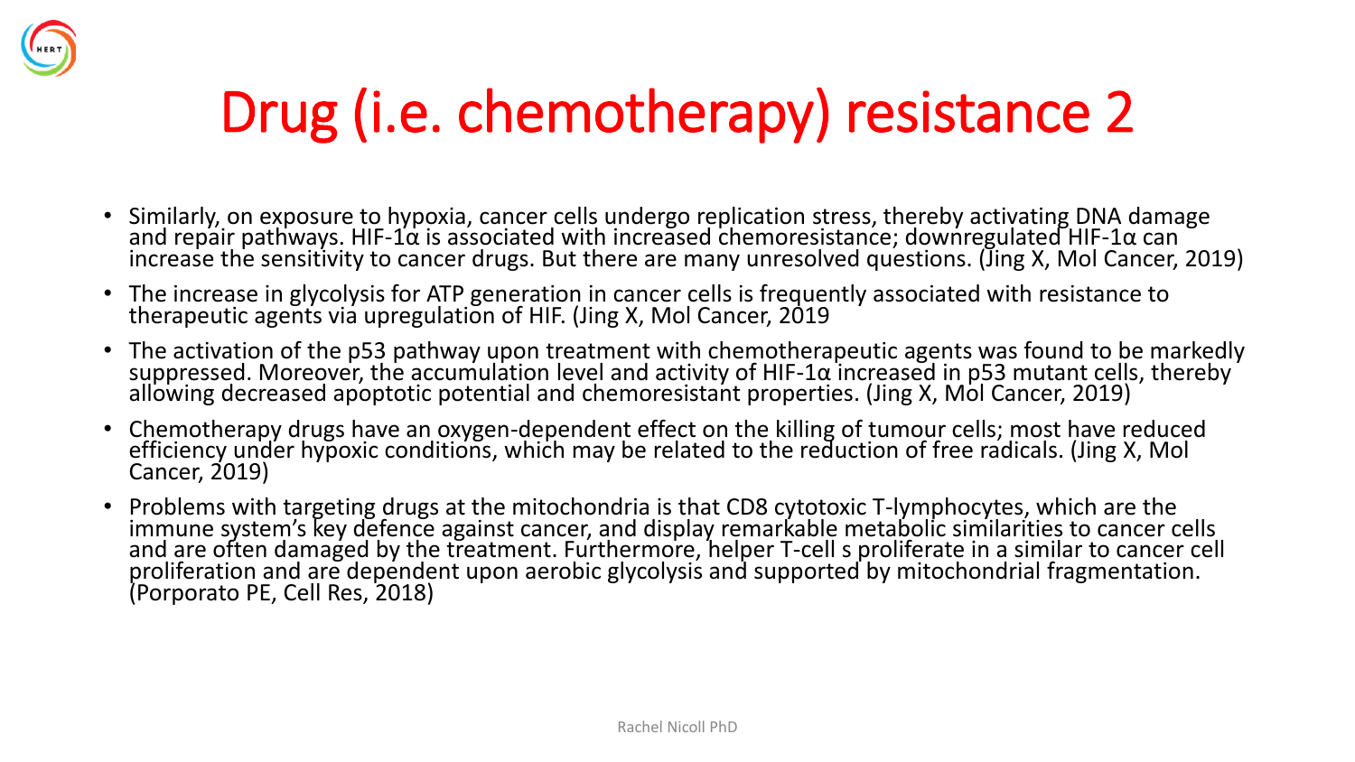# Drug (i.e. chemotherapy) resistance 2

- Similarly, on exposure to hypoxia, cancer cells undergo replication stress, thereby activating DNA damage and repair pathways. HIF-1α is associated with increased chemoresistance; downregulated HIF-1α can increase the sensitivity to cancer drugs. But there are many unresolved questions. (Jing X, Mol Cancer, 2019)
- The increase in glycolysis for ATP generation in cancer cells is frequently associated with resistance to therapeutic agents via upregulation of HIF. (Jing X, Mol Cancer, 2019
- The activation of the p53 pathway upon treatment with chemotherapeutic agents was found to be markedly suppressed. Moreover, the accumulation level and activity of HIF-1α increased in p53 mutant cells, thereby allowing decreased apoptotic potential and chemoresistant properties. (Jing X, Mol Cancer, 2019)
- Chemotherapy drugs have an oxygen-dependent effect on the killing of tumour cells; most have reduced efficiency under hypoxic conditions, which may be related to the reduction of free radicals. (Jing X, Mol Cancer, 2019)
- Problems with targeting drugs at the mitochondria is that CD8 cytotoxic T-lymphocytes, which are the immune system's key defence against cancer, and display remarkable metabolic similarities to cancer cells and are often damaged by the treatment. Furthermore, helper T-cell s proliferate in a similar to cancer cell proliferation and are dependent upon aerobic glycolysis and supported by mitochondrial fragmentation. (Porporato PE, Cell Res, 2018)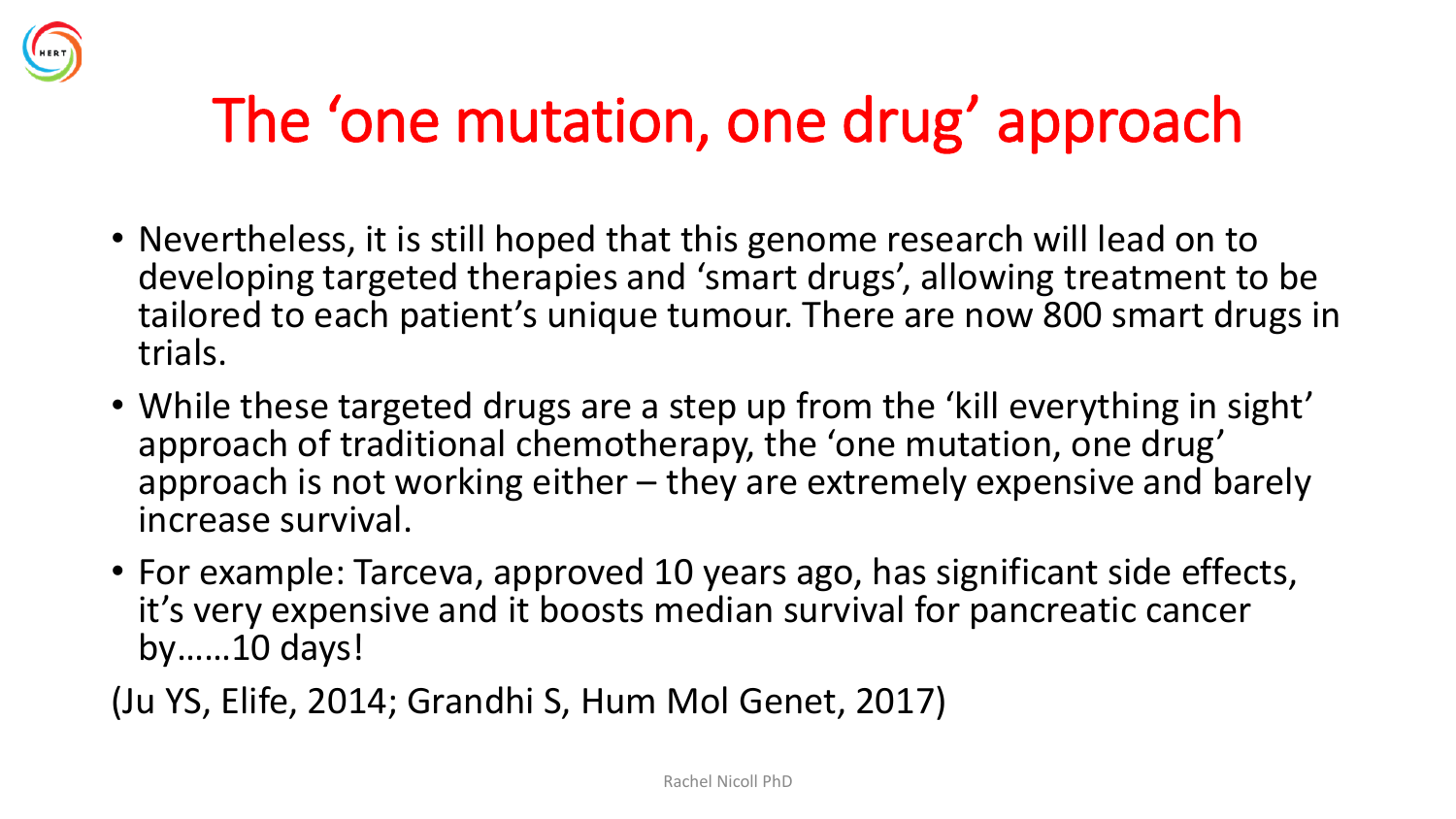# The 'one mutation, one drug' approach

- Nevertheless, it is still hoped that this genome research will lead on to developing targeted therapies and 'smart drugs', allowing treatment to be tailored to each patient's unique tumour. There are now 800 smart drugs in trials.
- While these targeted drugs are a step up from the 'kill everything in sight' approach of traditional chemotherapy, the 'one mutation, one drug' approach is not working either – they are extremely expensive and barely increase survival.
- For example: Tarceva, approved 10 years ago, has significant side effects, it's very expensive and it boosts median survival for pancreatic cancer by……10 days!

(Ju YS, Elife, 2014; Grandhi S, Hum Mol Genet, 2017)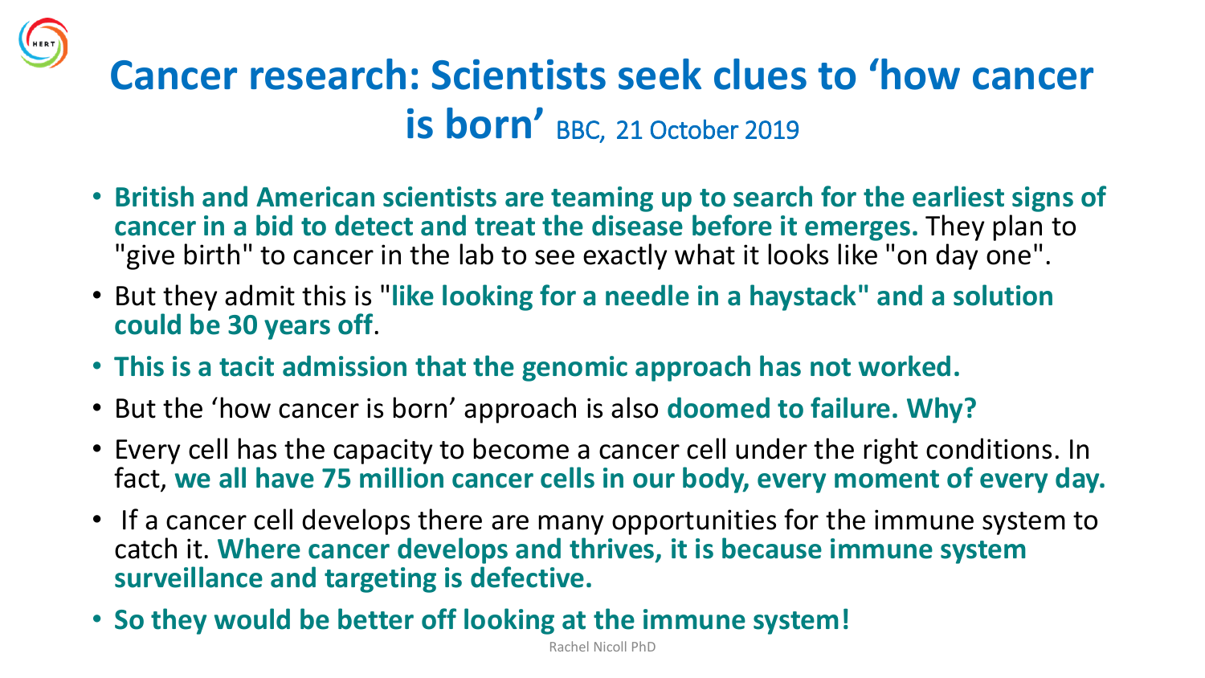# Cancer research: Scientists seek clues to 'how cancer is born' BBC, 21 October 2019

- **British and American scientists are teaming up to search for the earliest signs of cancer in a bid to detect and treat the disease before it emerges.** They plan to "give birth" to cancer in the lab to see exactly what it looks like "on day one".
- But they admit this is "**like looking for a needle in a haystack" and a solution could be 30 years off**.
- **This is a tacit admission that the genomic approach has not worked.**
- But the 'how cancer is born' approach is also **doomed to failure. Why?**
- Every cell has the capacity to become a cancer cell under the right conditions. In fact, **we all have 75 million cancer cells in our body, every moment of every day.**
- If a cancer cell develops there are many opportunities for the immune system to catch it. **Where cancer develops and thrives, it is because immune system surveillance and targeting is defective.**
- **So they would be better off looking at the immune system!**

Rachel Nicoll PhD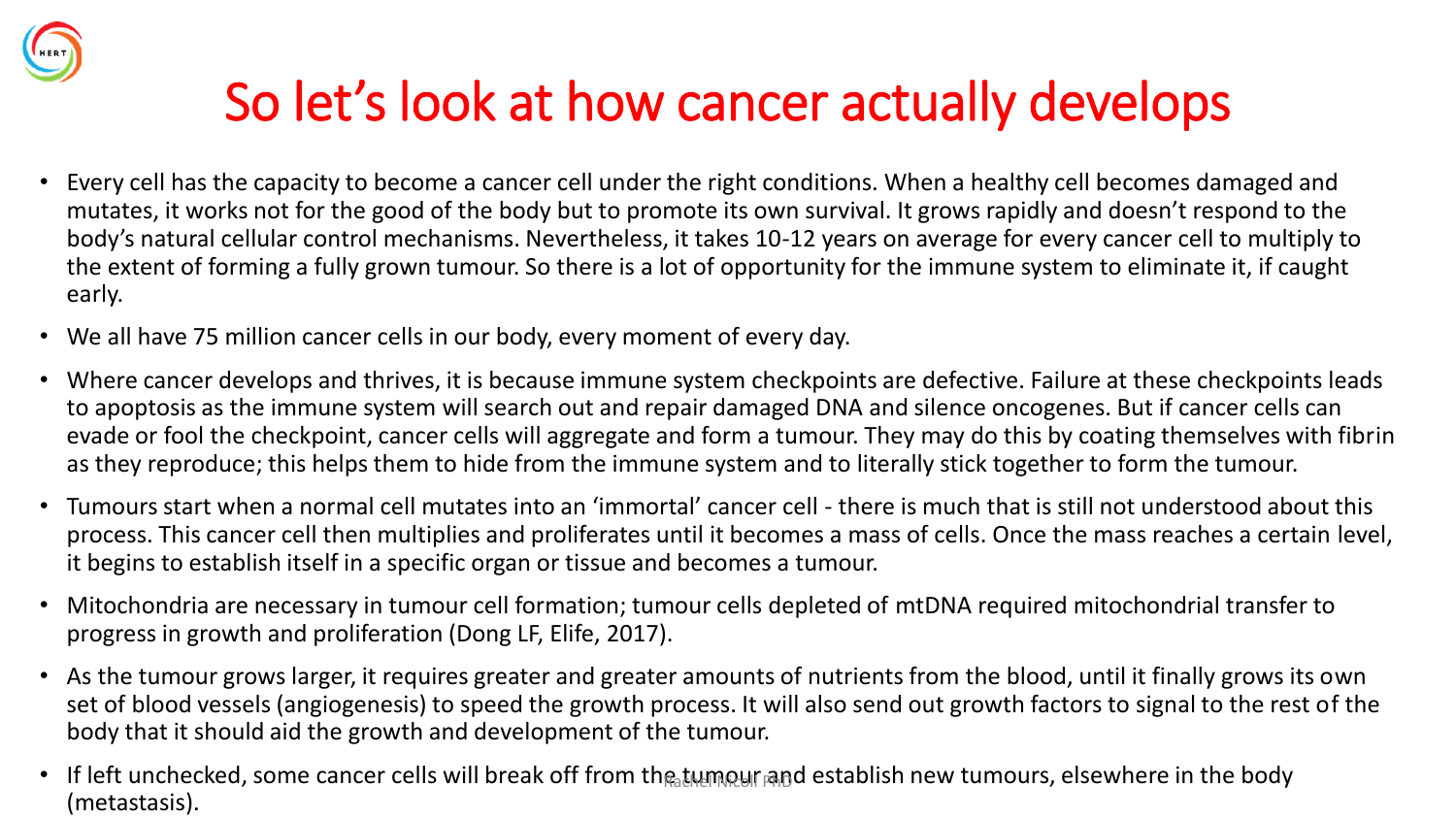# So let's look at how cancer actually develops

- Every cell has the capacity to become a cancer cell under the right conditions. When a healthy cell becomes damaged and mutates, it works not for the good of the body but to promote its own survival. It grows rapidly and doesn't respond to the body's natural cellular control mechanisms. Nevertheless, it takes 10-12 years on average for every cancer cell to multiply to the extent of forming a fully grown tumour. So there is a lot of opportunity for the immune system to eliminate it, if caught early.
- We all have 75 million cancer cells in our body, every moment of every day.
- Where cancer develops and thrives, it is because immune system checkpoints are defective. Failure at these checkpoints leads to apoptosis as the immune system will search out and repair damaged DNA and silence oncogenes. But if cancer cells can evade or fool the checkpoint, cancer cells will aggregate and form a tumour. They may do this by coating themselves with fibrin as they reproduce; this helps them to hide from the immune system and to literally stick together to form the tumour.
- Tumours start when a normal cell mutates into an 'immortal' cancer cell - there is much that is still not understood about this process. This cancer cell then multiplies and proliferates until it becomes a mass of cells. Once the mass reaches a certain level, it begins to establish itself in a specific organ or tissue and becomes a tumour.
- Mitochondria are necessary in tumour cell formation; tumour cells depleted of mtDNA required mitochondrial transfer to progress in growth and proliferation (Dong LF, Elife, 2017).
- As the tumour grows larger, it requires greater and greater amounts of nutrients from the blood, until it finally grows its own set of blood vessels (angiogenesis) to speed the growth process. It will also send out growth factors to signal to the rest of the body that it should aid the growth and development of the tumour.
- If left unchecked, some cancer cells will break off from the tumour and establish new tumours, elsewhere in the body (metastasis).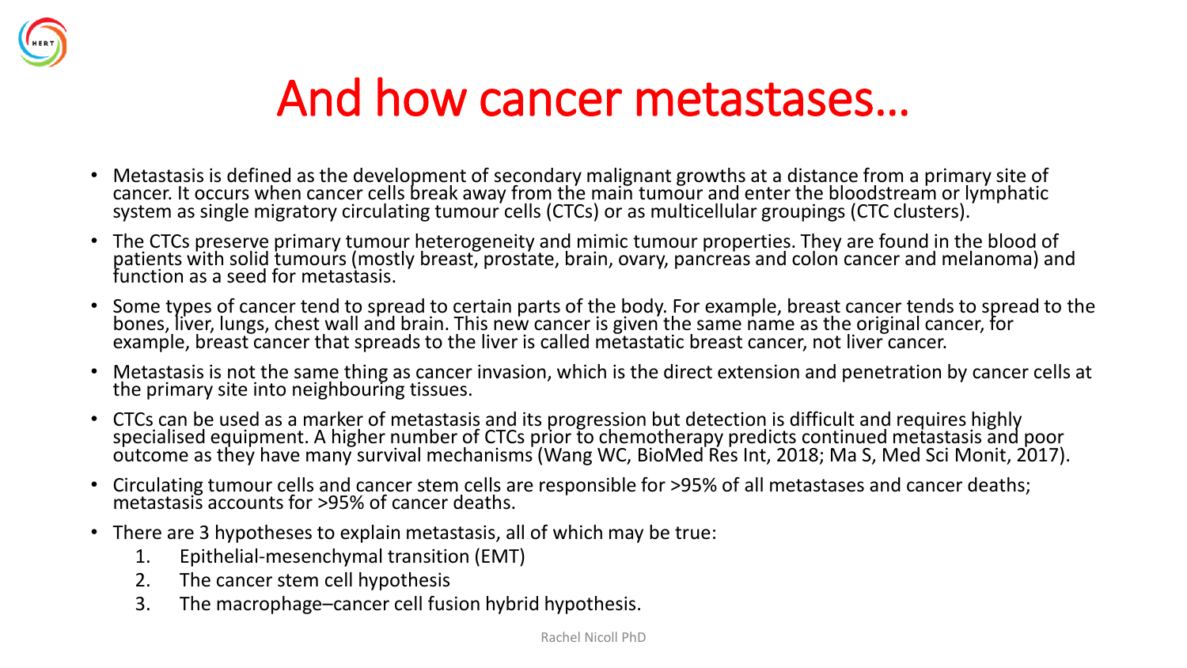# And how cancer metastases…

- Metastasis is defined as the development of secondary malignant growths at a distance from a primary site of cancer. It occurs when cancer cells break away from the main tumour and enter the bloodstream or lymphatic system as single migratory circulating tumour cells (CTCs) or as multicellular groupings (CTC clusters).
- The CTCs preserve primary tumour heterogeneity and mimic tumour properties. They are found in the blood of patients with solid tumours (mostly breast, prostate, brain, ovary, pancreas and colon cancer and melanoma) and function as a seed for metastasis.
- Some types of cancer tend to spread to certain parts of the body. For example, breast cancer tends to spread to the bones, liver, lungs, chest wall and brain. This new cancer is given the same name as the original cancer, for example, breast cancer that spreads to the liver is called metastatic breast cancer, not liver cancer.
- Metastasis is not the same thing as cancer invasion, which is the direct extension and penetration by cancer cells at the primary site into neighbouring tissues.
- CTCs can be used as a marker of metastasis and its progression but detection is difficult and requires highly specialised equipment. A higher number of CTCs prior to chemotherapy predicts continued metastasis and poor outcome as they have many survival mechanisms (Wang WC, BioMed Res Int, 2018; Ma S, Med Sci Monit, 2017).
- Circulating tumour cells and cancer stem cells are responsible for >95% of all metastases and cancer deaths; metastasis accounts for >95% of cancer deaths.
- There are 3 hypotheses to explain metastasis, all of which may be true:
  1. Epithelial-mesenchymal transition (EMT)
  2. The cancer stem cell hypothesis
  3. The macrophage–cancer cell fusion hybrid hypothesis.

Rachel Nicoll PhD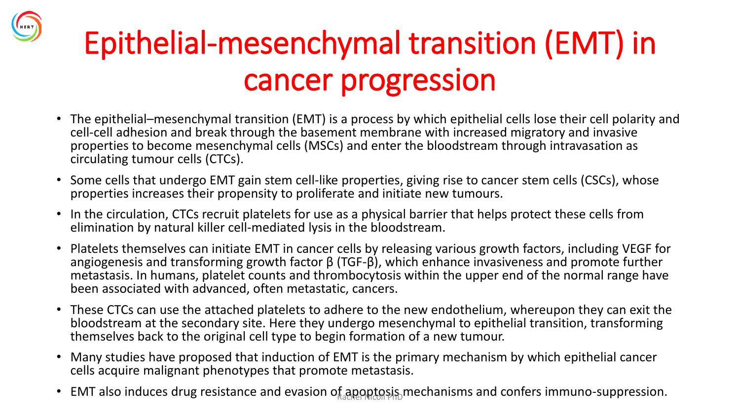# Epithelial-mesenchymal transition (EMT) in cancer progression

- The epithelial–mesenchymal transition (EMT) is a process by which epithelial cells lose their cell polarity and cell-cell adhesion and break through the basement membrane with increased migratory and invasive properties to become mesenchymal cells (MSCs) and enter the bloodstream through intravasation as circulating tumour cells (CTCs).
- Some cells that undergo EMT gain stem cell-like properties, giving rise to cancer stem cells (CSCs), whose properties increases their propensity to proliferate and initiate new tumours.
- In the circulation, CTCs recruit platelets for use as a physical barrier that helps protect these cells from elimination by natural killer cell-mediated lysis in the bloodstream.
- Platelets themselves can initiate EMT in cancer cells by releasing various growth factors, including VEGF for angiogenesis and transforming growth factor β (TGF-β), which enhance invasiveness and promote further metastasis. In humans, platelet counts and thrombocytosis within the upper end of the normal range have been associated with advanced, often metastatic, cancers.
- These CTCs can use the attached platelets to adhere to the new endothelium, whereupon they can exit the bloodstream at the secondary site. Here they undergo mesenchymal to epithelial transition, transforming themselves back to the original cell type to begin formation of a new tumour.
- Many studies have proposed that induction of EMT is the primary mechanism by which epithelial cancer cells acquire malignant phenotypes that promote metastasis.
- EMT also induces drug resistance and evasion of apoptosis mechanisms and confers immuno-suppression.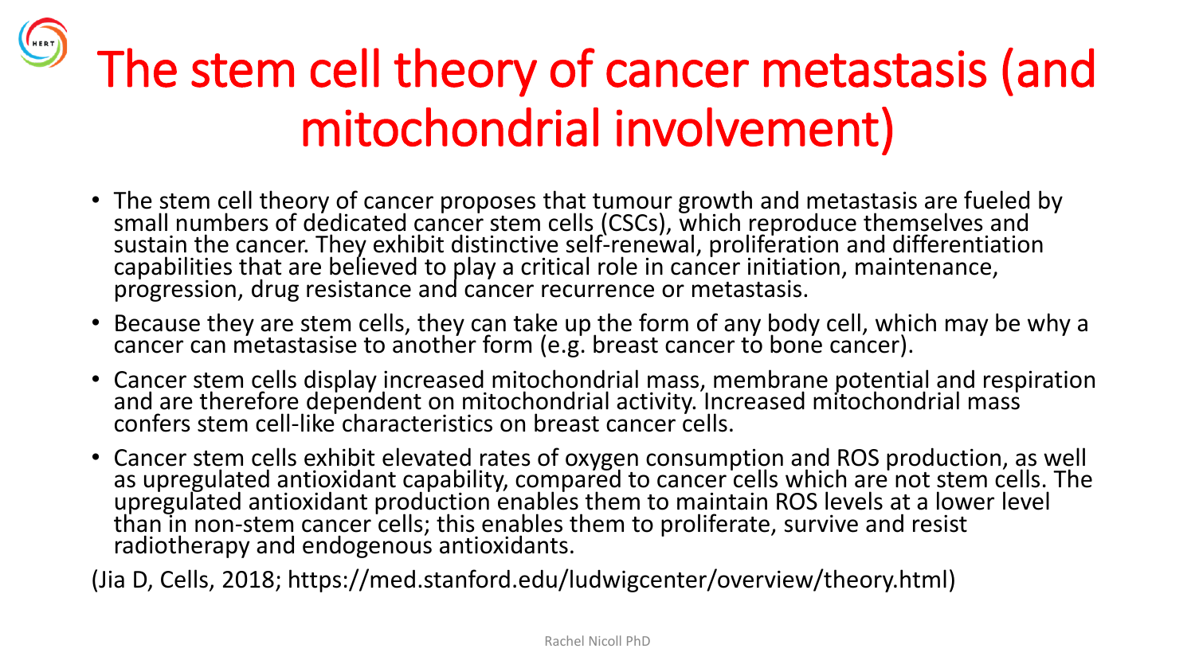# The stem cell theory of cancer metastasis (and mitochondrial involvement)

- The stem cell theory of cancer proposes that tumour growth and metastasis are fueled by small numbers of dedicated cancer stem cells (CSCs), which reproduce themselves and sustain the cancer. They exhibit distinctive self-renewal, proliferation and differentiation capabilities that are believed to play a critical role in cancer initiation, maintenance, progression, drug resistance and cancer recurrence or metastasis.
- Because they are stem cells, they can take up the form of any body cell, which may be why a cancer can metastasise to another form (e.g. breast cancer to bone cancer).
- Cancer stem cells display increased mitochondrial mass, membrane potential and respiration and are therefore dependent on mitochondrial activity. Increased mitochondrial mass confers stem cell-like characteristics on breast cancer cells.
- Cancer stem cells exhibit elevated rates of oxygen consumption and ROS production, as well as upregulated antioxidant capability, compared to cancer cells which are not stem cells. The upregulated antioxidant production enables them to maintain ROS levels at a lower level than in non-stem cancer cells; this enables them to proliferate, survive and resist radiotherapy and endogenous antioxidants.

(Jia D, Cells, 2018; https://med.stanford.edu/ludwigcenter/overview/theory.html)

Rachel Nicoll PhD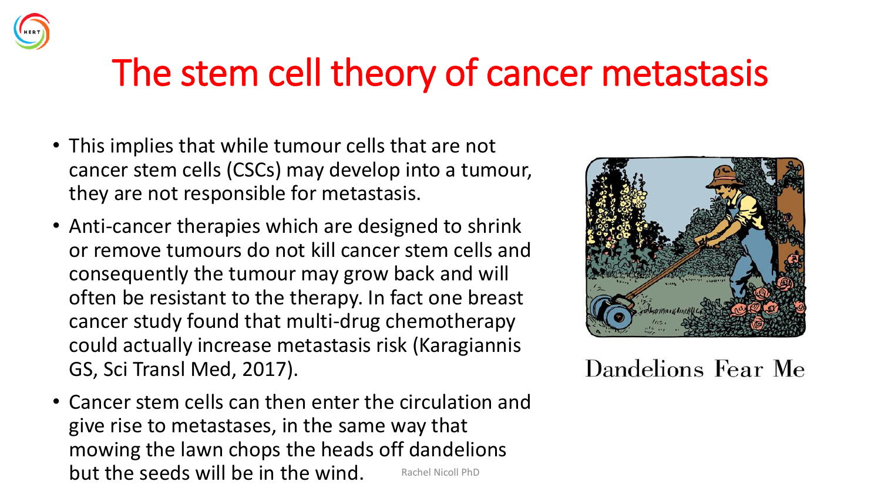# The stem cell theory of cancer metastasis

- This implies that while tumour cells that are not cancer stem cells (CSCs) may develop into a tumour, they are not responsible for metastasis.
- Anti-cancer therapies which are designed to shrink or remove tumours do not kill cancer stem cells and consequently the tumour may grow back and will often be resistant to the therapy. In fact one breast cancer study found that multi-drug chemotherapy could actually increase metastasis risk (Karagiannis GS, Sci Transl Med, 2017).
- Cancer stem cells can then enter the circulation and give rise to metastases, in the same way that mowing the lawn chops the heads off dandelions but the seeds will be in the wind.

Dandelions Fear Me

Rachel Nicoll PhD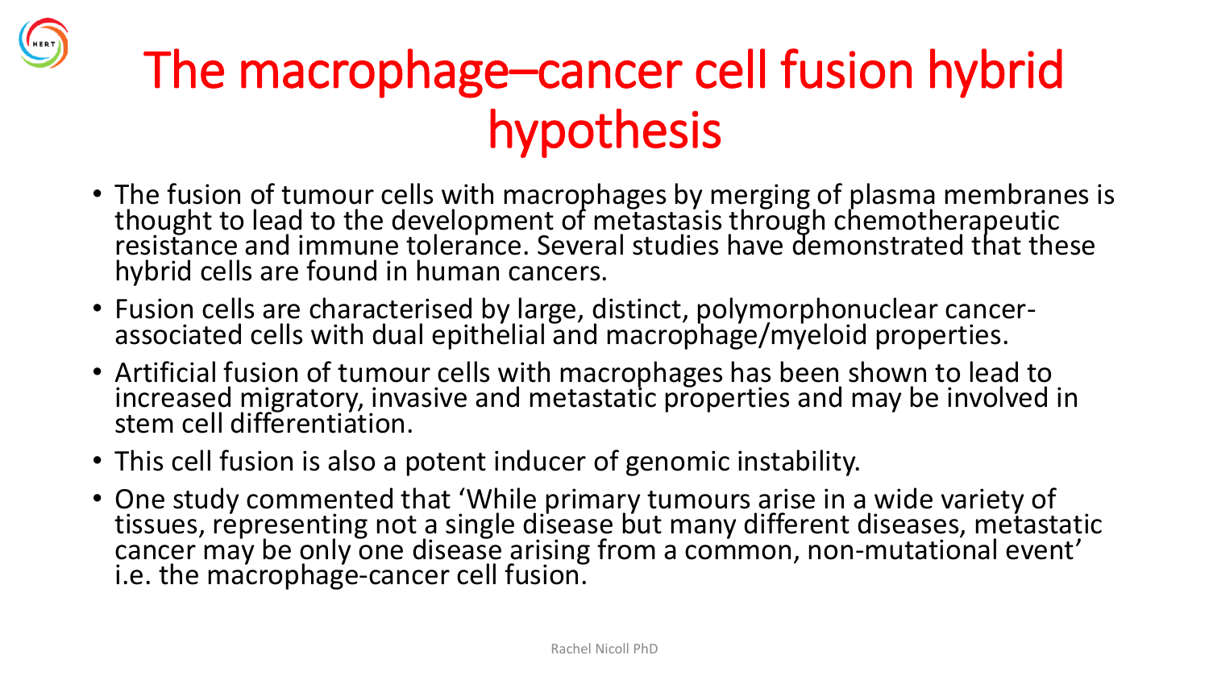# The macrophage–cancer cell fusion hybrid hypothesis

- The fusion of tumour cells with macrophages by merging of plasma membranes is thought to lead to the development of metastasis through chemotherapeutic resistance and immune tolerance. Several studies have demonstrated that these hybrid cells are found in human cancers.
- Fusion cells are characterised by large, distinct, polymorphonuclear cancer-associated cells with dual epithelial and macrophage/myeloid properties.
- Artificial fusion of tumour cells with macrophages has been shown to lead to increased migratory, invasive and metastatic properties and may be involved in stem cell differentiation.
- This cell fusion is also a potent inducer of genomic instability.
- One study commented that 'While primary tumours arise in a wide variety of tissues, representing not a single disease but many different diseases, metastatic cancer may be only one disease arising from a common, non-mutational event' i.e. the macrophage-cancer cell fusion.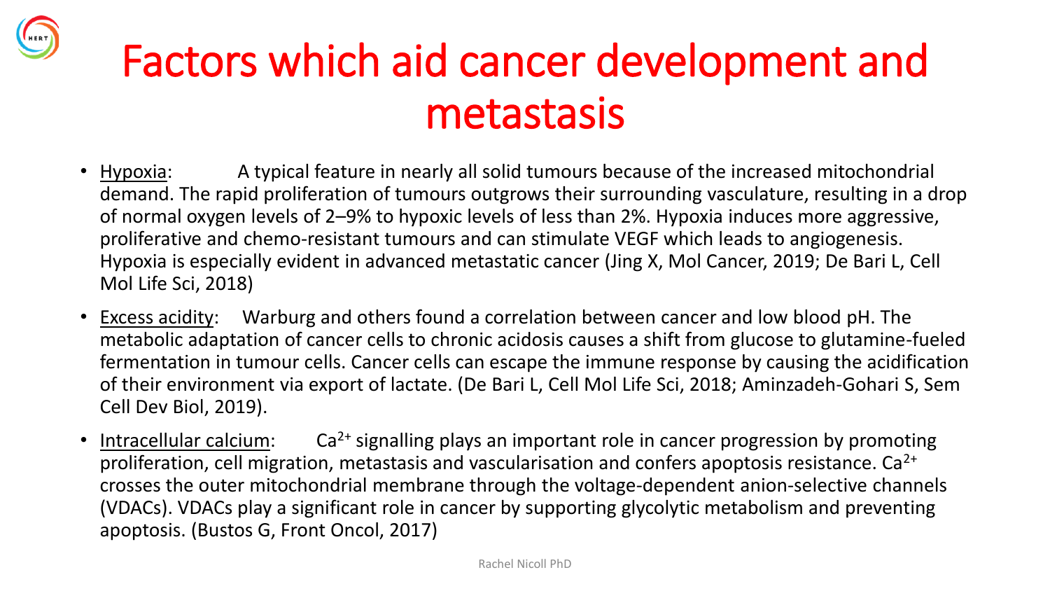# Factors which aid cancer development and metastasis

- Hypoxia: A typical feature in nearly all solid tumours because of the increased mitochondrial demand. The rapid proliferation of tumours outgrows their surrounding vasculature, resulting in a drop of normal oxygen levels of 2–9% to hypoxic levels of less than 2%. Hypoxia induces more aggressive, proliferative and chemo-resistant tumours and can stimulate VEGF which leads to angiogenesis. Hypoxia is especially evident in advanced metastatic cancer (Jing X, Mol Cancer, 2019; De Bari L, Cell Mol Life Sci, 2018)
- Excess acidity: Warburg and others found a correlation between cancer and low blood pH. The metabolic adaptation of cancer cells to chronic acidosis causes a shift from glucose to glutamine-fueled fermentation in tumour cells. Cancer cells can escape the immune response by causing the acidification of their environment via export of lactate. (De Bari L, Cell Mol Life Sci, 2018; Aminzadeh-Gohari S, Sem Cell Dev Biol, 2019).
- Intracellular calcium: $Ca^{2+}$ signalling plays an important role in cancer progression by promoting proliferation, cell migration, metastasis and vascularisation and confers apoptosis resistance. $Ca^{2+}$ crosses the outer mitochondrial membrane through the voltage-dependent anion-selective channels (VDACs). VDACs play a significant role in cancer by supporting glycolytic metabolism and preventing apoptosis. (Bustos G, Front Oncol, 2017)

Rachel Nicoll PhD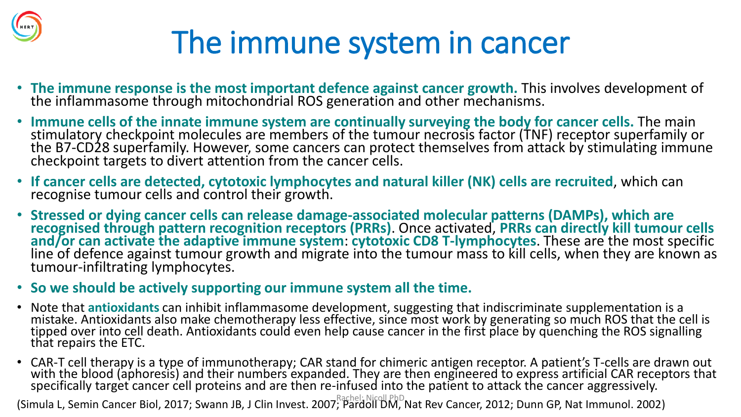# The immune system in cancer

- **The immune response is the most important defence against cancer growth.** This involves development of the inflammasome through mitochondrial ROS generation and other mechanisms.
- **Immune cells of the innate immune system are continually surveying the body for cancer cells.** The main stimulatory checkpoint molecules are members of the tumour necrosis factor (TNF) receptor superfamily or the B7-CD28 superfamily. However, some cancers can protect themselves from attack by stimulating immune checkpoint targets to divert attention from the cancer cells.
- **If cancer cells are detected, cytotoxic lymphocytes and natural killer (NK) cells are recruited**, which can recognise tumour cells and control their growth.
- **Stressed or dying cancer cells can release damage-associated molecular patterns (DAMPs), which are recognised through pattern recognition receptors (PRRs)**. Once activated, **PRRs can directly kill tumour cells and/or can activate the adaptive immune system**: **cytotoxic CD8 T-lymphocytes**. These are the most specific line of defence against tumour growth and migrate into the tumour mass to kill cells, when they are known as tumour-infiltrating lymphocytes.
- **So we should be actively supporting our immune system all the time.**
- Note that **antioxidants** can inhibit inflammasome development, suggesting that indiscriminate supplementation is a mistake. Antioxidants also make chemotherapy less effective, since most work by generating so much ROS that the cell is tipped over into cell death. Antioxidants could even help cause cancer in the first place by quenching the ROS signalling that repairs the ETC.
- CAR-T cell therapy is a type of immunotherapy; CAR stand for chimeric antigen receptor. A patient's T-cells are drawn out with the blood (aphoresis) and their numbers expanded. They are then engineered to express artificial CAR receptors that specifically target cancer cell proteins and are then re-infused into the patient to attack the cancer aggressively.

(Simula L, Semin Cancer Biol, 2017; Swann JB, J Clin Invest. 2007; Pardoll DM, Nat Rev Cancer, 2012; Dunn GP, Nat Immunol. 2002)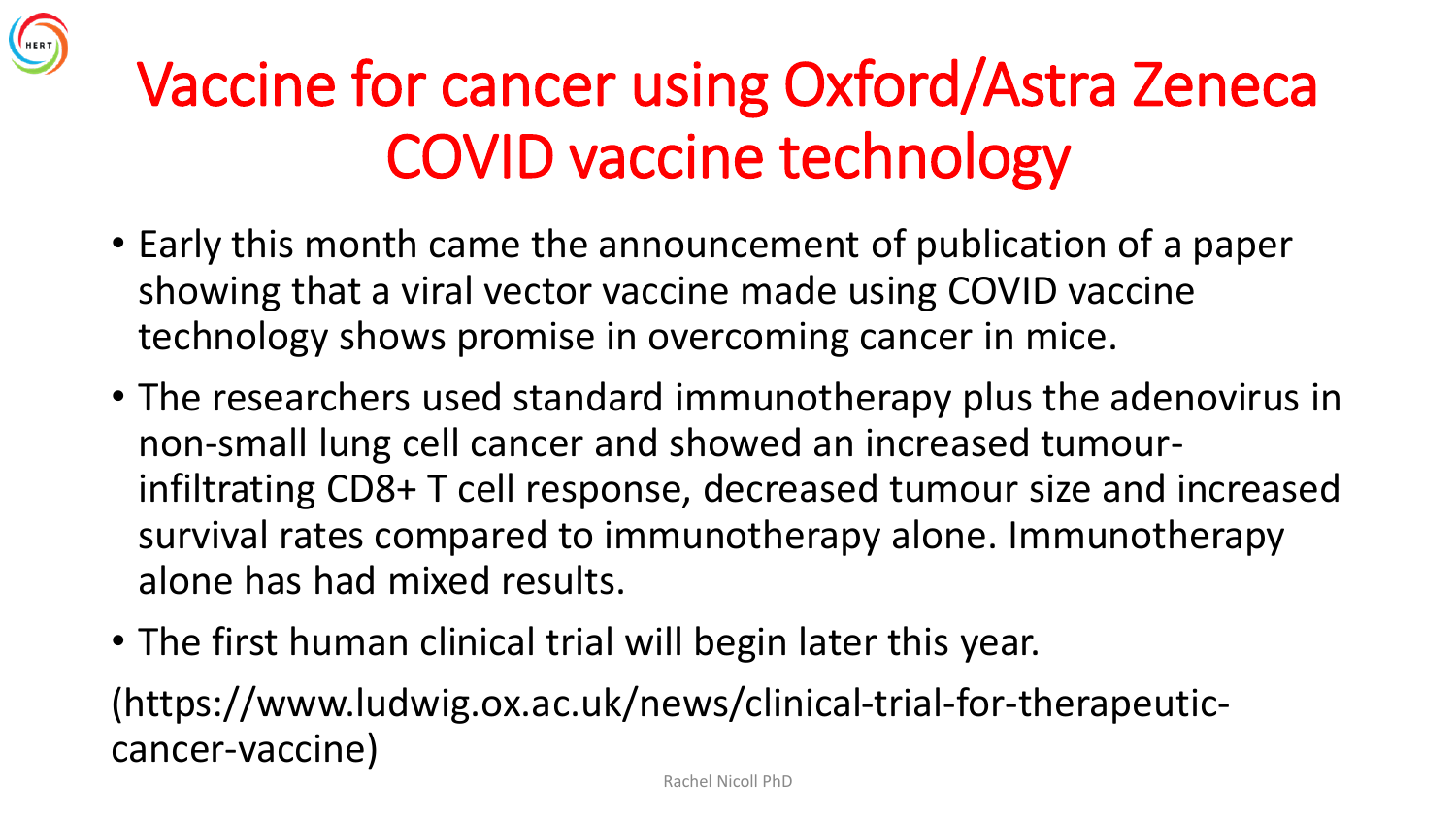# Vaccine for cancer using Oxford/Astra Zeneca COVID vaccine technology

- Early this month came the announcement of publication of a paper showing that a viral vector vaccine made using COVID vaccine technology shows promise in overcoming cancer in mice.
- The researchers used standard immunotherapy plus the adenovirus in non-small lung cell cancer and showed an increased tumour-infiltrating CD8+ T cell response, decreased tumour size and increased survival rates compared to immunotherapy alone. Immunotherapy alone has had mixed results.
- The first human clinical trial will begin later this year.

(https://www.ludwig.ox.ac.uk/news/clinical-trial-for-therapeutic-cancer-vaccine)

Rachel Nicoll PhD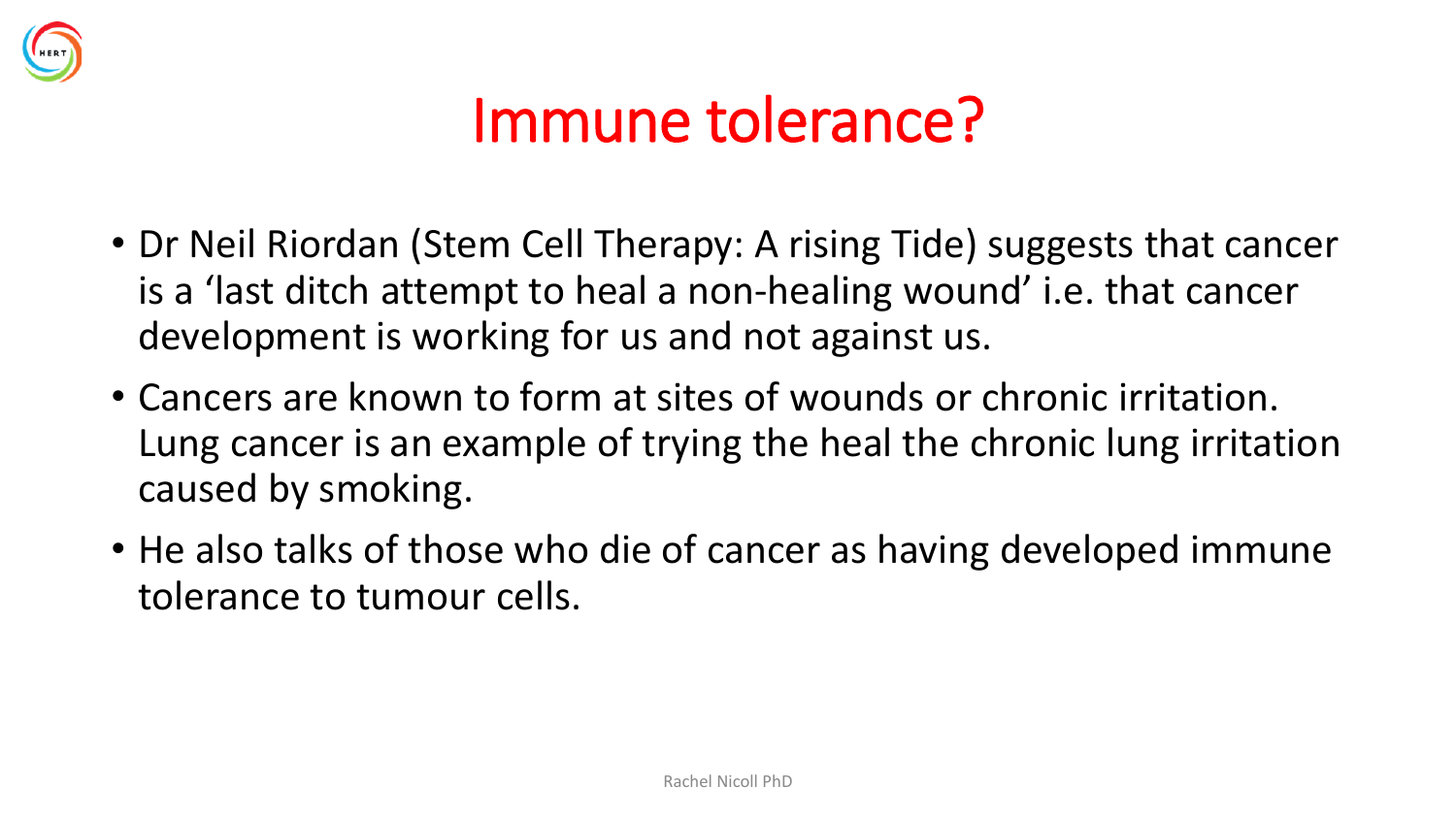# Immune tolerance?

- Dr Neil Riordan (Stem Cell Therapy: A rising Tide) suggests that cancer is a 'last ditch attempt to heal a non-healing wound' i.e. that cancer development is working for us and not against us.
- Cancers are known to form at sites of wounds or chronic irritation. Lung cancer is an example of trying the heal the chronic lung irritation caused by smoking.
- He also talks of those who die of cancer as having developed immune tolerance to tumour cells.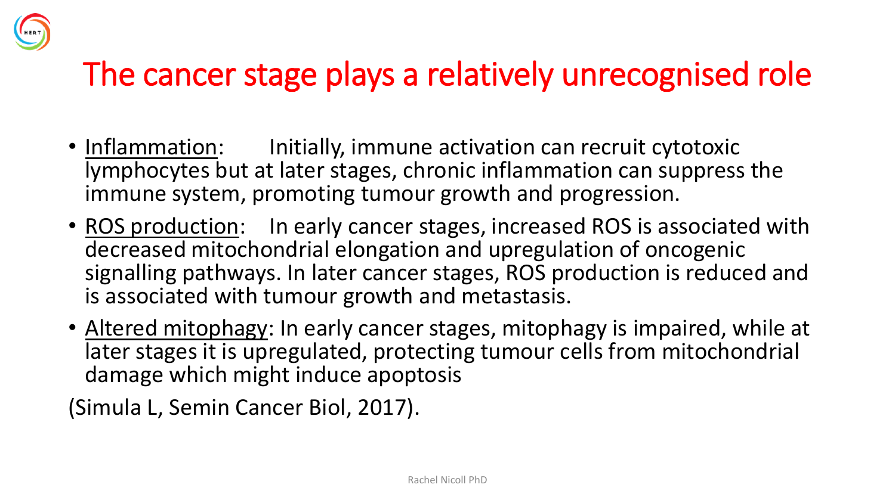# The cancer stage plays a relatively unrecognised role

- Inflammation: Initially, immune activation can recruit cytotoxic lymphocytes but at later stages, chronic inflammation can suppress the immune system, promoting tumour growth and progression.
- ROS production: In early cancer stages, increased ROS is associated with decreased mitochondrial elongation and upregulation of oncogenic signalling pathways. In later cancer stages, ROS production is reduced and is associated with tumour growth and metastasis.
- Altered mitophagy: In early cancer stages, mitophagy is impaired, while at later stages it is upregulated, protecting tumour cells from mitochondrial damage which might induce apoptosis

(Simula L, Semin Cancer Biol, 2017).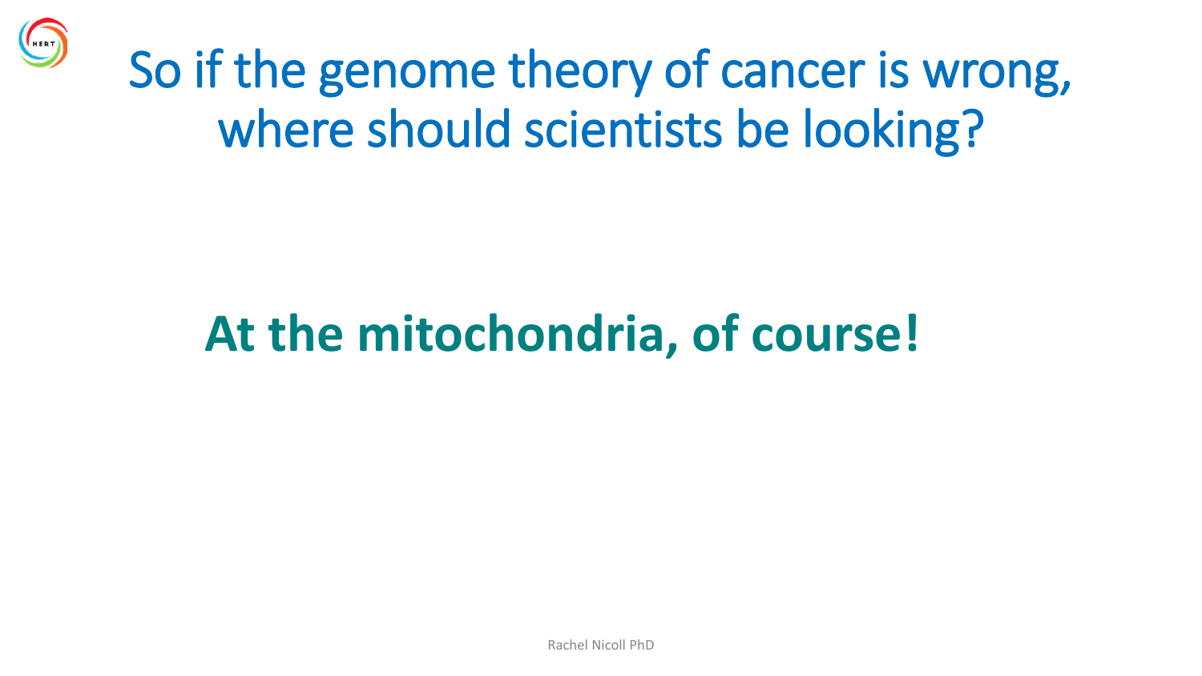# So if the genome theory of cancer is wrong, where should scientists be looking?

**At the mitochondria, of course!**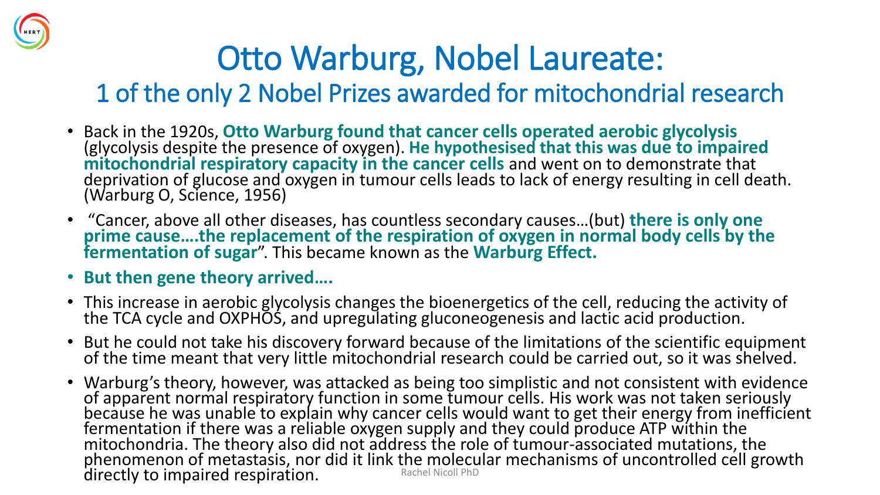# Otto Warburg, Nobel Laureate:

## 1 of the only 2 Nobel Prizes awarded for mitochondrial research

- Back in the 1920s, **Otto Warburg found that cancer cells operated aerobic glycolysis** (glycolysis despite the presence of oxygen). **He hypothesised that this was due to impaired mitochondrial respiratory capacity in the cancer cells** and went on to demonstrate that deprivation of glucose and oxygen in tumour cells leads to lack of energy resulting in cell death. (Warburg O, Science, 1956)
- "Cancer, above all other diseases, has countless secondary causes…(but) **there is only one prime cause….the replacement of the respiration of oxygen in normal body cells by the fermentation of sugar**". This became known as the **Warburg Effect.**
- **But then gene theory arrived….**
- This increase in aerobic glycolysis changes the bioenergetics of the cell, reducing the activity of the TCA cycle and OXPHOS, and upregulating gluconeogenesis and lactic acid production.
- But he could not take his discovery forward because of the limitations of the scientific equipment of the time meant that very little mitochondrial research could be carried out, so it was shelved.
- Warburg's theory, however, was attacked as being too simplistic and not consistent with evidence of apparent normal respiratory function in some tumour cells. His work was not taken seriously because he was unable to explain why cancer cells would want to get their energy from inefficient fermentation if there was a reliable oxygen supply and they could produce ATP within the mitochondria. The theory also did not address the role of tumour-associated mutations, the phenomenon of metastasis, nor did it link the molecular mechanisms of uncontrolled cell growth directly to impaired respiration.

Rachel Nicoll PhD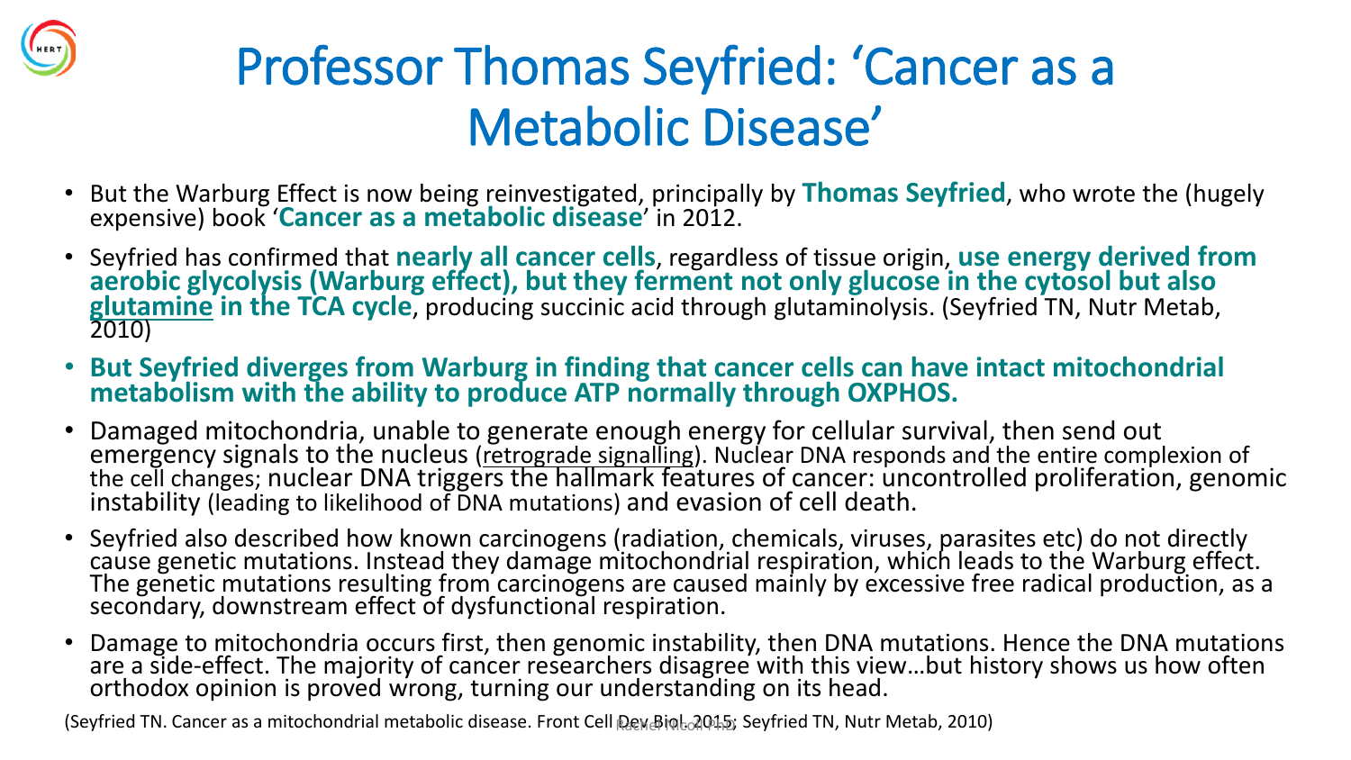# Professor Thomas Seyfried: 'Cancer as a Metabolic Disease'

- But the Warburg Effect is now being reinvestigated, principally by **Thomas Seyfried**, who wrote the (hugely expensive) book '**Cancer as a metabolic disease**' in 2012.
- Seyfried has confirmed that **nearly all cancer cells**, regardless of tissue origin, **use energy derived from aerobic glycolysis (Warburg effect), but they ferment not only glucose in the cytosol but also glutamine in the TCA cycle**, producing succinic acid through glutaminolysis. (Seyfried TN, Nutr Metab, 2010)
- **But Seyfried diverges from Warburg in finding that cancer cells can have intact mitochondrial metabolism with the ability to produce ATP normally through OXPHOS.**
- Damaged mitochondria, unable to generate enough energy for cellular survival, then send out emergency signals to the nucleus (retrograde signalling). Nuclear DNA responds and the entire complexion of the cell changes; nuclear DNA triggers the hallmark features of cancer: uncontrolled proliferation, genomic instability (leading to likelihood of DNA mutations) and evasion of cell death.
- Seyfried also described how known carcinogens (radiation, chemicals, viruses, parasites etc) do not directly cause genetic mutations. Instead they damage mitochondrial respiration, which leads to the Warburg effect. The genetic mutations resulting from carcinogens are caused mainly by excessive free radical production, as a secondary, downstream effect of dysfunctional respiration.
- Damage to mitochondria occurs first, then genomic instability, then DNA mutations. Hence the DNA mutations are a side-effect. The majority of cancer researchers disagree with this view…but history shows us how often orthodox opinion is proved wrong, turning our understanding on its head.

(Seyfried TN. Cancer as a mitochondrial metabolic disease. Front Cell Dev Biol. 2015; Seyfried TN, Nutr Metab, 2010)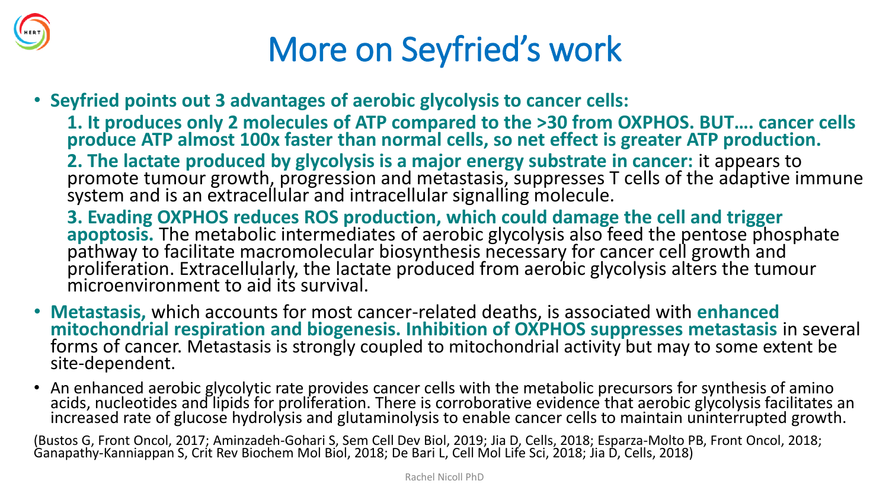# More on Seyfried's work

- **Seyfried points out 3 advantages of aerobic glycolysis to cancer cells:**

  **1. It produces only 2 molecules of ATP compared to the >30 from OXPHOS. BUT…. cancer cells produce ATP almost 100x faster than normal cells, so net effect is greater ATP production.**

  **2. The lactate produced by glycolysis is a major energy substrate in cancer:** it appears to promote tumour growth, progression and metastasis, suppresses T cells of the adaptive immune system and is an extracellular and intracellular signalling molecule.

  **3. Evading OXPHOS reduces ROS production, which could damage the cell and trigger apoptosis.** The metabolic intermediates of aerobic glycolysis also feed the pentose phosphate pathway to facilitate macromolecular biosynthesis necessary for cancer cell growth and proliferation. Extracellularly, the lactate produced from aerobic glycolysis alters the tumour microenvironment to aid its survival.

- **Metastasis,** which accounts for most cancer-related deaths, is associated with **enhanced mitochondrial respiration and biogenesis. Inhibition of OXPHOS suppresses metastasis** in several forms of cancer. Metastasis is strongly coupled to mitochondrial activity but may to some extent be site-dependent.

- An enhanced aerobic glycolytic rate provides cancer cells with the metabolic precursors for synthesis of amino acids, nucleotides and lipids for proliferation. There is corroborative evidence that aerobic glycolysis facilitates an increased rate of glucose hydrolysis and glutaminolysis to enable cancer cells to maintain uninterrupted growth.

(Bustos G, Front Oncol, 2017; Aminzadeh-Gohari S, Sem Cell Dev Biol, 2019; Jia D, Cells, 2018; Esparza-Molto PB, Front Oncol, 2018; Ganapathy-Kanniappan S, Crit Rev Biochem Mol Biol, 2018; De Bari L, Cell Mol Life Sci, 2018; Jia D, Cells, 2018)

Rachel Nicoll PhD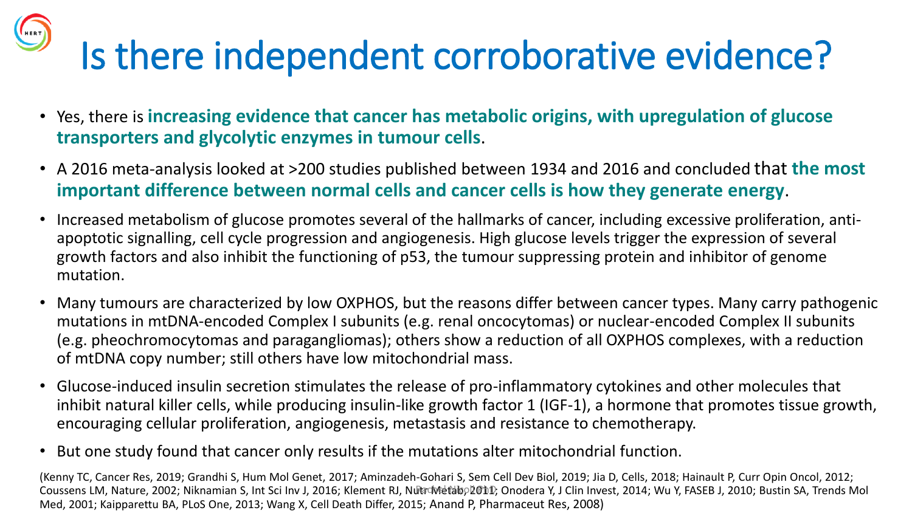# Is there independent corroborative evidence?

- Yes, there is **increasing evidence that cancer has metabolic origins, with upregulation of glucose transporters and glycolytic enzymes in tumour cells**.
- A 2016 meta-analysis looked at >200 studies published between 1934 and 2016 and concluded that **the most important difference between normal cells and cancer cells is how they generate energy**.
- Increased metabolism of glucose promotes several of the hallmarks of cancer, including excessive proliferation, anti-apoptotic signalling, cell cycle progression and angiogenesis. High glucose levels trigger the expression of several growth factors and also inhibit the functioning of p53, the tumour suppressing protein and inhibitor of genome mutation.
- Many tumours are characterized by low OXPHOS, but the reasons differ between cancer types. Many carry pathogenic mutations in mtDNA-encoded Complex I subunits (e.g. renal oncocytomas) or nuclear-encoded Complex II subunits (e.g. pheochromocytomas and paragangliomas); others show a reduction of all OXPHOS complexes, with a reduction of mtDNA copy number; still others have low mitochondrial mass.
- Glucose-induced insulin secretion stimulates the release of pro-inflammatory cytokines and other molecules that inhibit natural killer cells, while producing insulin-like growth factor 1 (IGF-1), a hormone that promotes tissue growth, encouraging cellular proliferation, angiogenesis, metastasis and resistance to chemotherapy.
- But one study found that cancer only results if the mutations alter mitochondrial function.

(Kenny TC, Cancer Res, 2019; Grandhi S, Hum Mol Genet, 2017; Aminzadeh-Gohari S, Sem Cell Dev Biol, 2019; Jia D, Cells, 2018; Hainault P, Curr Opin Oncol, 2012; Coussens LM, Nature, 2002; Niknamian S, Int Sci Inv J, 2016; Klement RJ, Nutr Metab, 2011; Onodera Y, J Clin Invest, 2014; Wu Y, FASEB J, 2010; Bustin SA, Trends Mol Med, 2001; Kaipparettu BA, PLoS One, 2013; Wang X, Cell Death Differ, 2015; Anand P, Pharmaceut Res, 2008)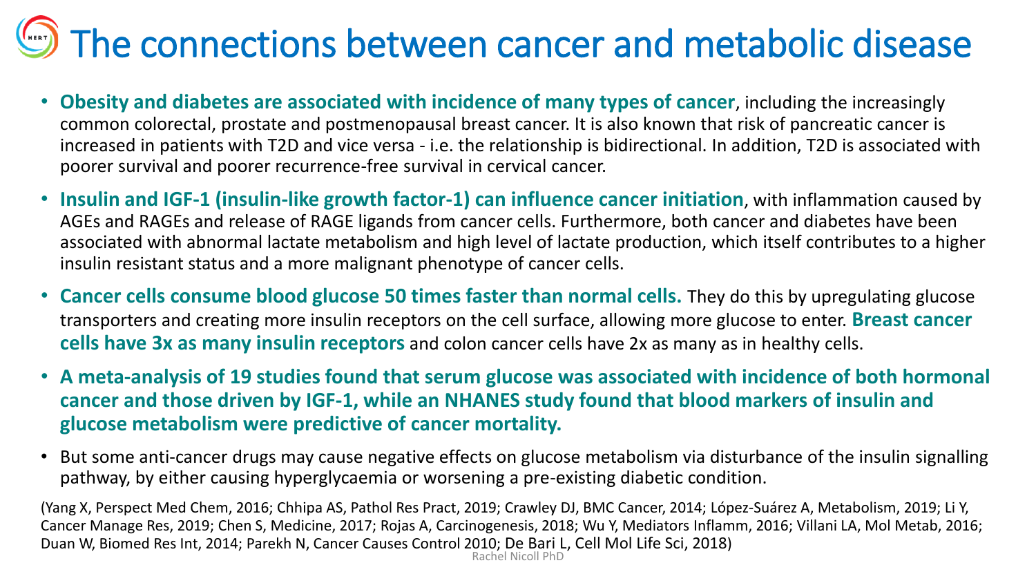# The connections between cancer and metabolic disease

- **Obesity and diabetes are associated with incidence of many types of cancer**, including the increasingly common colorectal, prostate and postmenopausal breast cancer. It is also known that risk of pancreatic cancer is increased in patients with T2D and vice versa - i.e. the relationship is bidirectional. In addition, T2D is associated with poorer survival and poorer recurrence-free survival in cervical cancer.
- **Insulin and IGF-1 (insulin-like growth factor-1) can influence cancer initiation**, with inflammation caused by AGEs and RAGEs and release of RAGE ligands from cancer cells. Furthermore, both cancer and diabetes have been associated with abnormal lactate metabolism and high level of lactate production, which itself contributes to a higher insulin resistant status and a more malignant phenotype of cancer cells.
- **Cancer cells consume blood glucose 50 times faster than normal cells.** They do this by upregulating glucose transporters and creating more insulin receptors on the cell surface, allowing more glucose to enter. **Breast cancer cells have 3x as many insulin receptors** and colon cancer cells have 2x as many as in healthy cells.
- **A meta-analysis of 19 studies found that serum glucose was associated with incidence of both hormonal cancer and those driven by IGF-1, while an NHANES study found that blood markers of insulin and glucose metabolism were predictive of cancer mortality.**
- But some anti-cancer drugs may cause negative effects on glucose metabolism via disturbance of the insulin signalling pathway, by either causing hyperglycaemia or worsening a pre-existing diabetic condition.

(Yang X, Perspect Med Chem, 2016; Chhipa AS, Pathol Res Pract, 2019; Crawley DJ, BMC Cancer, 2014; López-Suárez A, Metabolism, 2019; Li Y, Cancer Manage Res, 2019; Chen S, Medicine, 2017; Rojas A, Carcinogenesis, 2018; Wu Y, Mediators Inflamm, 2016; Villani LA, Mol Metab, 2016; Duan W, Biomed Res Int, 2014; Parekh N, Cancer Causes Control 2010; De Bari L, Cell Mol Life Sci, 2018)

Rachel Nicoll PhD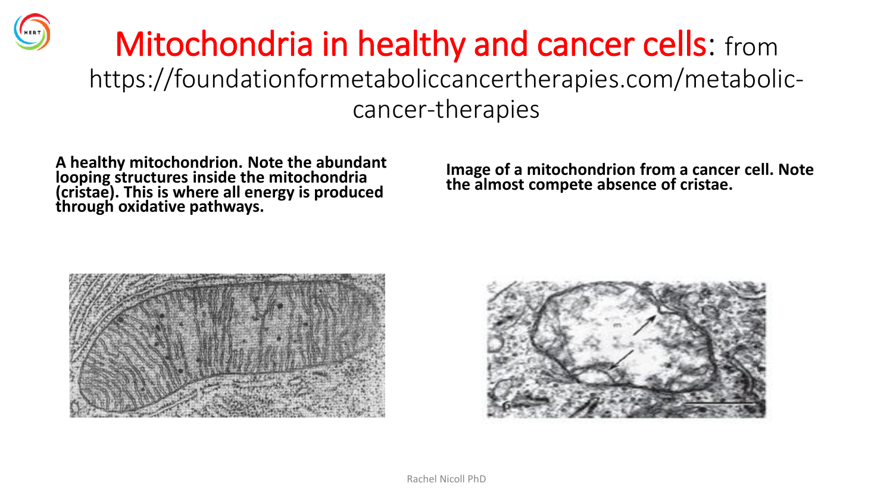# Mitochondria in healthy and cancer cells: from https://foundationformetaboliccancertherapies.com/metabolic-cancer-therapies

**A healthy mitochondrion. Note the abundant looping structures inside the mitochondria (cristae). This is where all energy is produced through oxidative pathways.**

**Image of a mitochondrion from a cancer cell. Note the almost compete absence of cristae.**

Rachel Nicoll PhD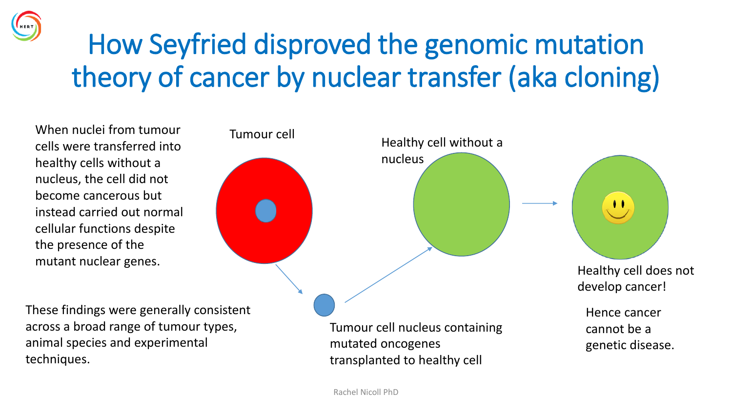# How Seyfried disproved the genomic mutation theory of cancer by nuclear transfer (aka cloning)

When nuclei from tumour cells were transferred into healthy cells without a nucleus, the cell did not become cancerous but instead carried out normal cellular functions despite the presence of the mutant nuclear genes.

These findings were generally consistent across a broad range of tumour types, animal species and experimental techniques.

Tumour cell

Tumour cell nucleus containing mutated oncogenes transplanted to healthy cell

Healthy cell without a nucleus

Healthy cell does not develop cancer!

Hence cancer cannot be a genetic disease.

Rachel Nicoll PhD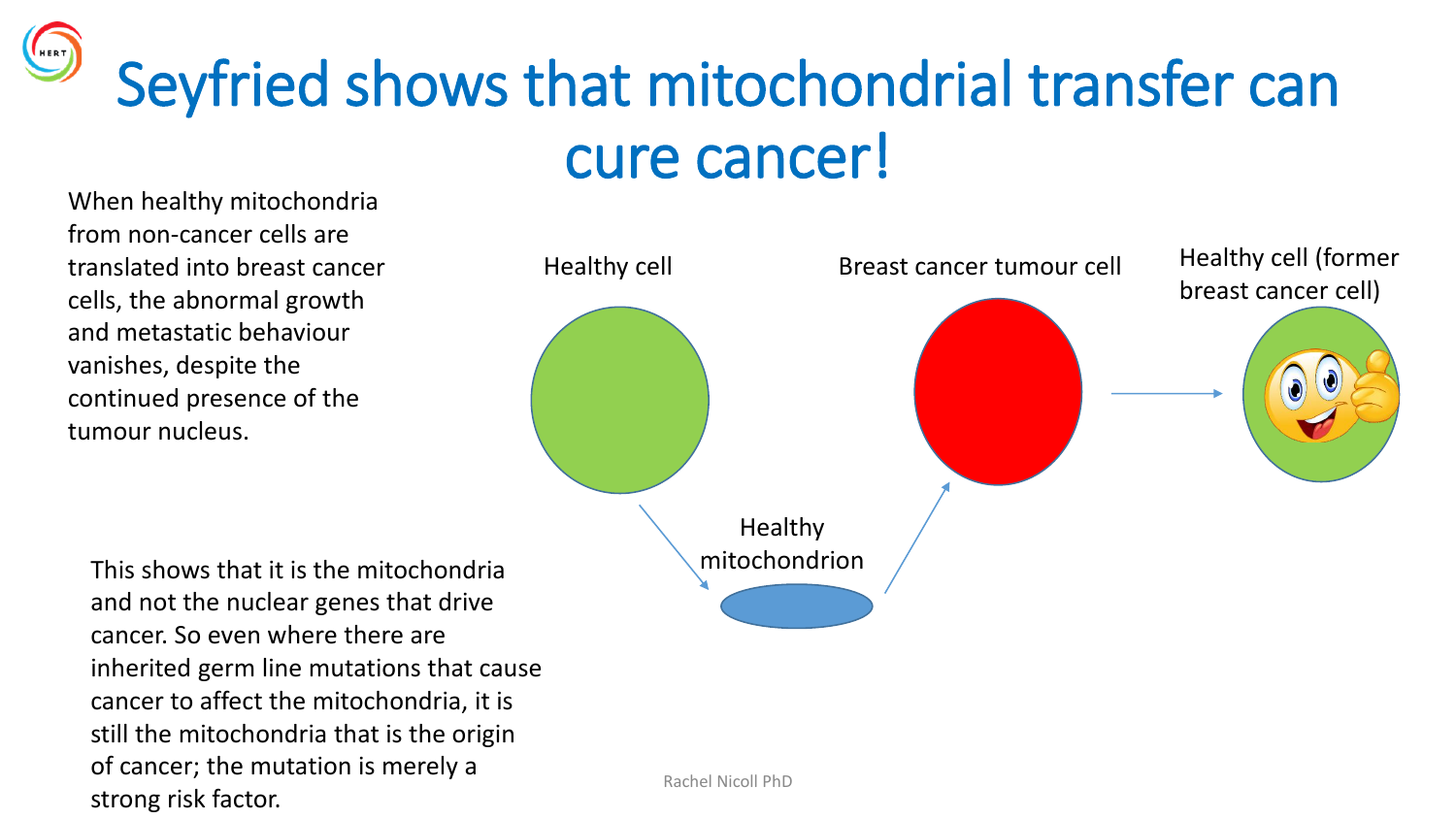# Seyfried shows that mitochondrial transfer can cure cancer!

When healthy mitochondria from non-cancer cells are translated into breast cancer cells, the abnormal growth and metastatic behaviour vanishes, despite the continued presence of the tumour nucleus.

Healthy cell

Breast cancer tumour cell

Healthy cell (former breast cancer cell)

Healthy mitochondrion

This shows that it is the mitochondria and not the nuclear genes that drive cancer. So even where there are inherited germ line mutations that cause cancer to affect the mitochondria, it is still the mitochondria that is the origin of cancer; the mutation is merely a strong risk factor.

Rachel Nicoll PhD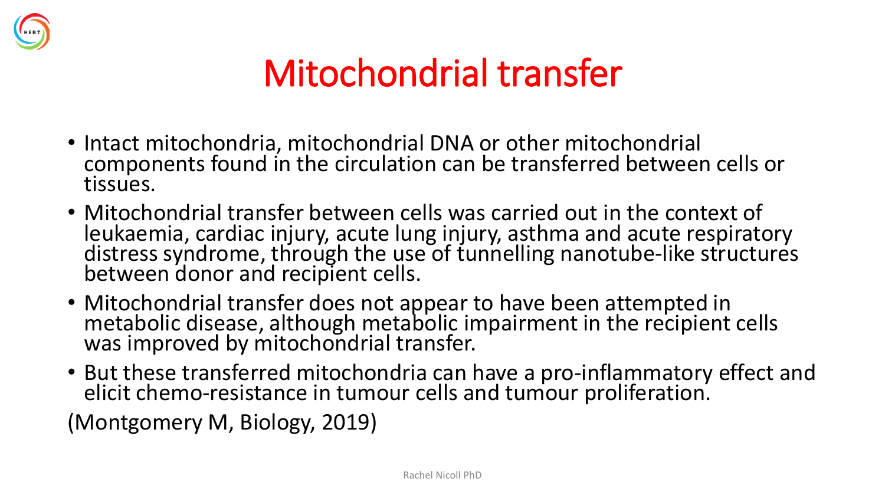# Mitochondrial transfer

- Intact mitochondria, mitochondrial DNA or other mitochondrial components found in the circulation can be transferred between cells or tissues.
- Mitochondrial transfer between cells was carried out in the context of leukaemia, cardiac injury, acute lung injury, asthma and acute respiratory distress syndrome, through the use of tunnelling nanotube-like structures between donor and recipient cells.
- Mitochondrial transfer does not appear to have been attempted in metabolic disease, although metabolic impairment in the recipient cells was improved by mitochondrial transfer.
- But these transferred mitochondria can have a pro-inflammatory effect and elicit chemo-resistance in tumour cells and tumour proliferation.

(Montgomery M, Biology, 2019)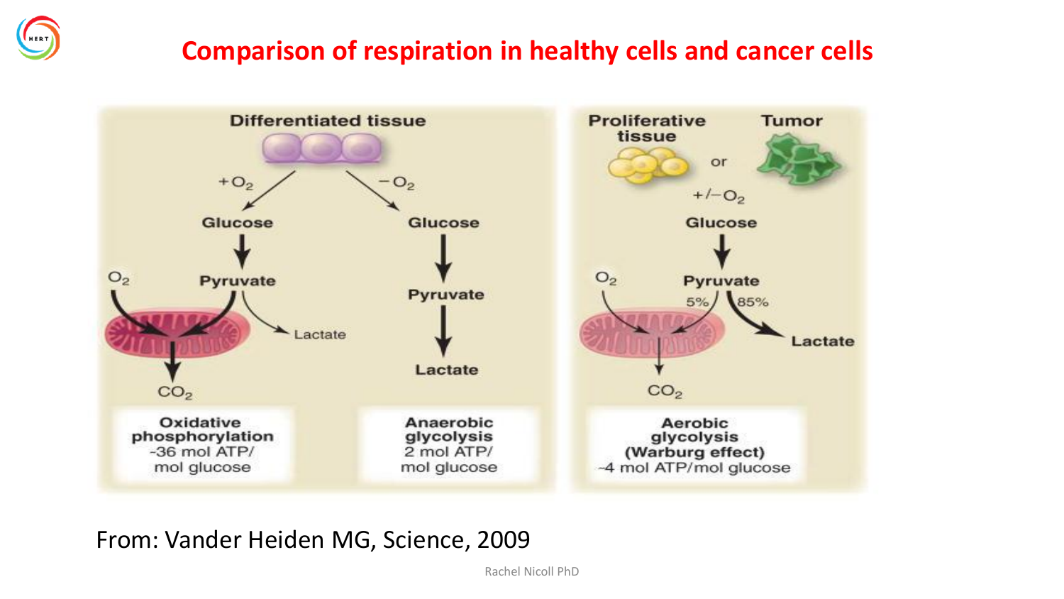# Comparison of respiration in healthy cells and cancer cells

Differentiated tissue

$+O_2$ → Glucose → Pyruvate → ($O_2$) → $CO_2$; Pyruvate → Lactate

**Oxidative phosphorylation**
~36 mol ATP/ mol glucose

$-O_2$ → Glucose → Pyruvate → Lactate

**Anaerobic glycolysis**
2 mol ATP/ mol glucose

Proliferative tissue or Tumor

$+/-O_2$ → Glucose → Pyruvate → 5% ($O_2$) → $CO_2$; 85% → Lactate

**Aerobic glycolysis (Warburg effect)**
~4 mol ATP/mol glucose

From: Vander Heiden MG, Science, 2009

Rachel Nicoll PhD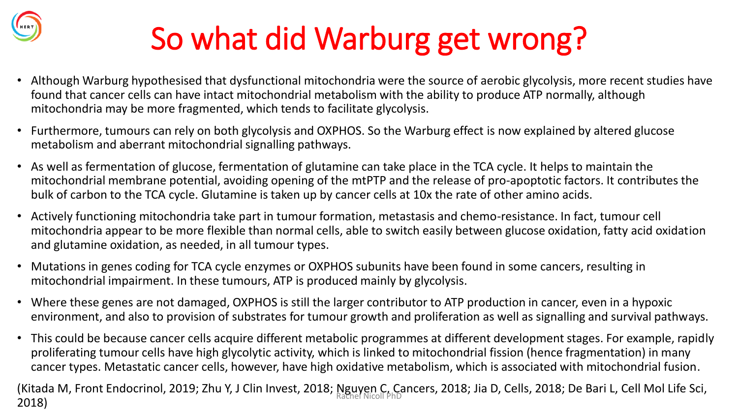# So what did Warburg get wrong?

- Although Warburg hypothesised that dysfunctional mitochondria were the source of aerobic glycolysis, more recent studies have found that cancer cells can have intact mitochondrial metabolism with the ability to produce ATP normally, although mitochondria may be more fragmented, which tends to facilitate glycolysis.
- Furthermore, tumours can rely on both glycolysis and OXPHOS. So the Warburg effect is now explained by altered glucose metabolism and aberrant mitochondrial signalling pathways.
- As well as fermentation of glucose, fermentation of glutamine can take place in the TCA cycle. It helps to maintain the mitochondrial membrane potential, avoiding opening of the mtPTP and the release of pro-apoptotic factors. It contributes the bulk of carbon to the TCA cycle. Glutamine is taken up by cancer cells at 10x the rate of other amino acids.
- Actively functioning mitochondria take part in tumour formation, metastasis and chemo-resistance. In fact, tumour cell mitochondria appear to be more flexible than normal cells, able to switch easily between glucose oxidation, fatty acid oxidation and glutamine oxidation, as needed, in all tumour types.
- Mutations in genes coding for TCA cycle enzymes or OXPHOS subunits have been found in some cancers, resulting in mitochondrial impairment. In these tumours, ATP is produced mainly by glycolysis.
- Where these genes are not damaged, OXPHOS is still the larger contributor to ATP production in cancer, even in a hypoxic environment, and also to provision of substrates for tumour growth and proliferation as well as signalling and survival pathways.
- This could be because cancer cells acquire different metabolic programmes at different development stages. For example, rapidly proliferating tumour cells have high glycolytic activity, which is linked to mitochondrial fission (hence fragmentation) in many cancer types. Metastatic cancer cells, however, have high oxidative metabolism, which is associated with mitochondrial fusion.

(Kitada M, Front Endocrinol, 2019; Zhu Y, J Clin Invest, 2018; Nguyen C, Cancers, 2018; Jia D, Cells, 2018; De Bari L, Cell Mol Life Sci, 2018)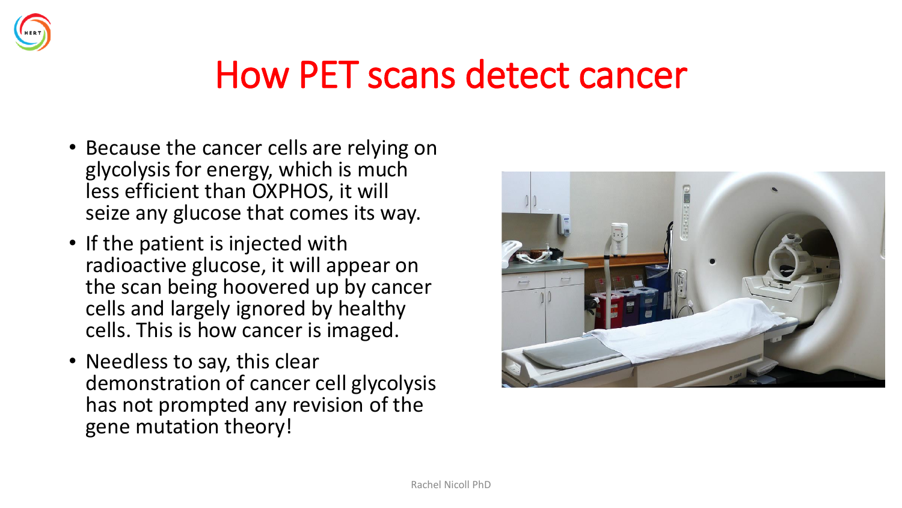# How PET scans detect cancer

- Because the cancer cells are relying on glycolysis for energy, which is much less efficient than OXPHOS, it will seize any glucose that comes its way.
- If the patient is injected with radioactive glucose, it will appear on the scan being hoovered up by cancer cells and largely ignored by healthy cells. This is how cancer is imaged.
- Needless to say, this clear demonstration of cancer cell glycolysis has not prompted any revision of the gene mutation theory!

Rachel Nicoll PhD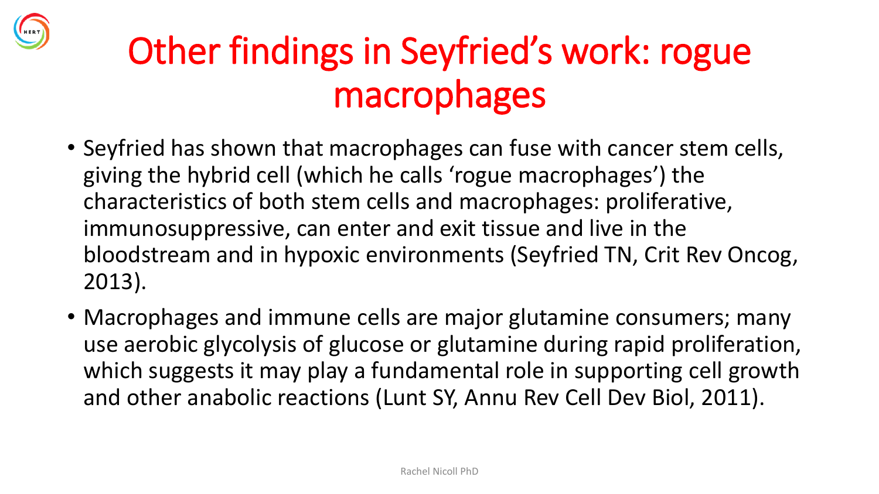# Other findings in Seyfried's work: rogue macrophages

- Seyfried has shown that macrophages can fuse with cancer stem cells, giving the hybrid cell (which he calls 'rogue macrophages') the characteristics of both stem cells and macrophages: proliferative, immunosuppressive, can enter and exit tissue and live in the bloodstream and in hypoxic environments (Seyfried TN, Crit Rev Oncog, 2013).
- Macrophages and immune cells are major glutamine consumers; many use aerobic glycolysis of glucose or glutamine during rapid proliferation, which suggests it may play a fundamental role in supporting cell growth and other anabolic reactions (Lunt SY, Annu Rev Cell Dev Biol, 2011).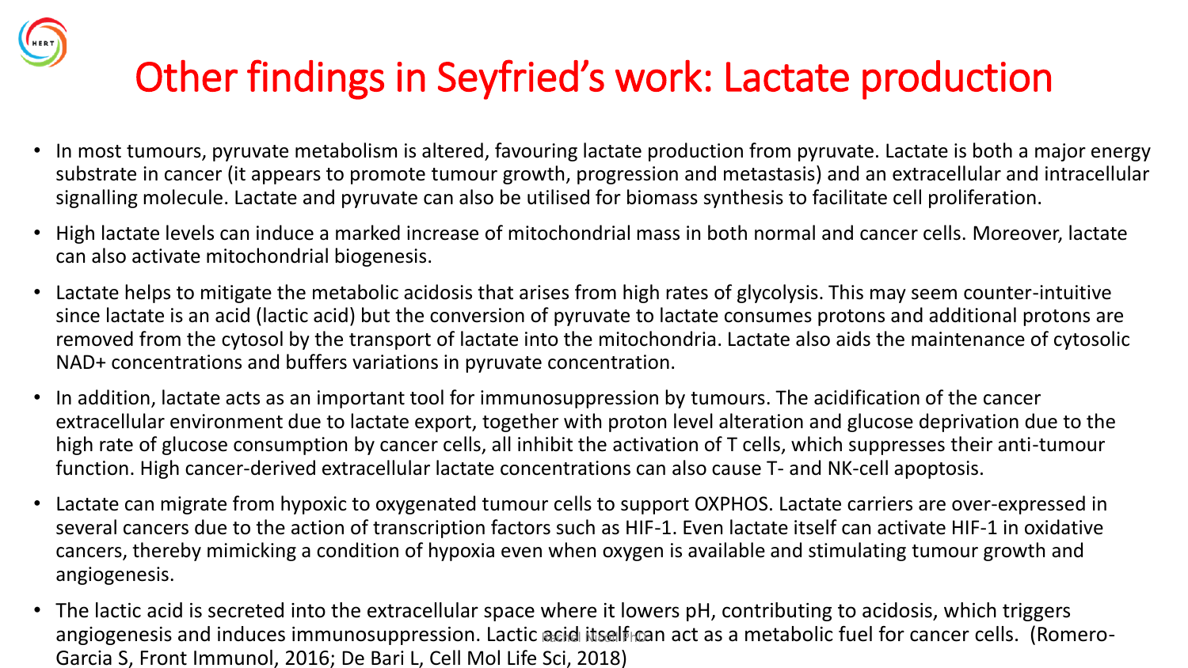# Other findings in Seyfried's work: Lactate production

- In most tumours, pyruvate metabolism is altered, favouring lactate production from pyruvate. Lactate is both a major energy substrate in cancer (it appears to promote tumour growth, progression and metastasis) and an extracellular and intracellular signalling molecule. Lactate and pyruvate can also be utilised for biomass synthesis to facilitate cell proliferation.
- High lactate levels can induce a marked increase of mitochondrial mass in both normal and cancer cells. Moreover, lactate can also activate mitochondrial biogenesis.
- Lactate helps to mitigate the metabolic acidosis that arises from high rates of glycolysis. This may seem counter-intuitive since lactate is an acid (lactic acid) but the conversion of pyruvate to lactate consumes protons and additional protons are removed from the cytosol by the transport of lactate into the mitochondria. Lactate also aids the maintenance of cytosolic $NAD^+$ concentrations and buffers variations in pyruvate concentration.
- In addition, lactate acts as an important tool for immunosuppression by tumours. The acidification of the cancer extracellular environment due to lactate export, together with proton level alteration and glucose deprivation due to the high rate of glucose consumption by cancer cells, all inhibit the activation of T cells, which suppresses their anti-tumour function. High cancer-derived extracellular lactate concentrations can also cause T- and NK-cell apoptosis.
- Lactate can migrate from hypoxic to oxygenated tumour cells to support OXPHOS. Lactate carriers are over-expressed in several cancers due to the action of transcription factors such as HIF-1. Even lactate itself can activate HIF-1 in oxidative cancers, thereby mimicking a condition of hypoxia even when oxygen is available and stimulating tumour growth and angiogenesis.
- The lactic acid is secreted into the extracellular space where it lowers pH, contributing to acidosis, which triggers angiogenesis and induces immunosuppression. Lactic acid itself can act as a metabolic fuel for cancer cells. (Romero-Garcia S, Front Immunol, 2016; De Bari L, Cell Mol Life Sci, 2018)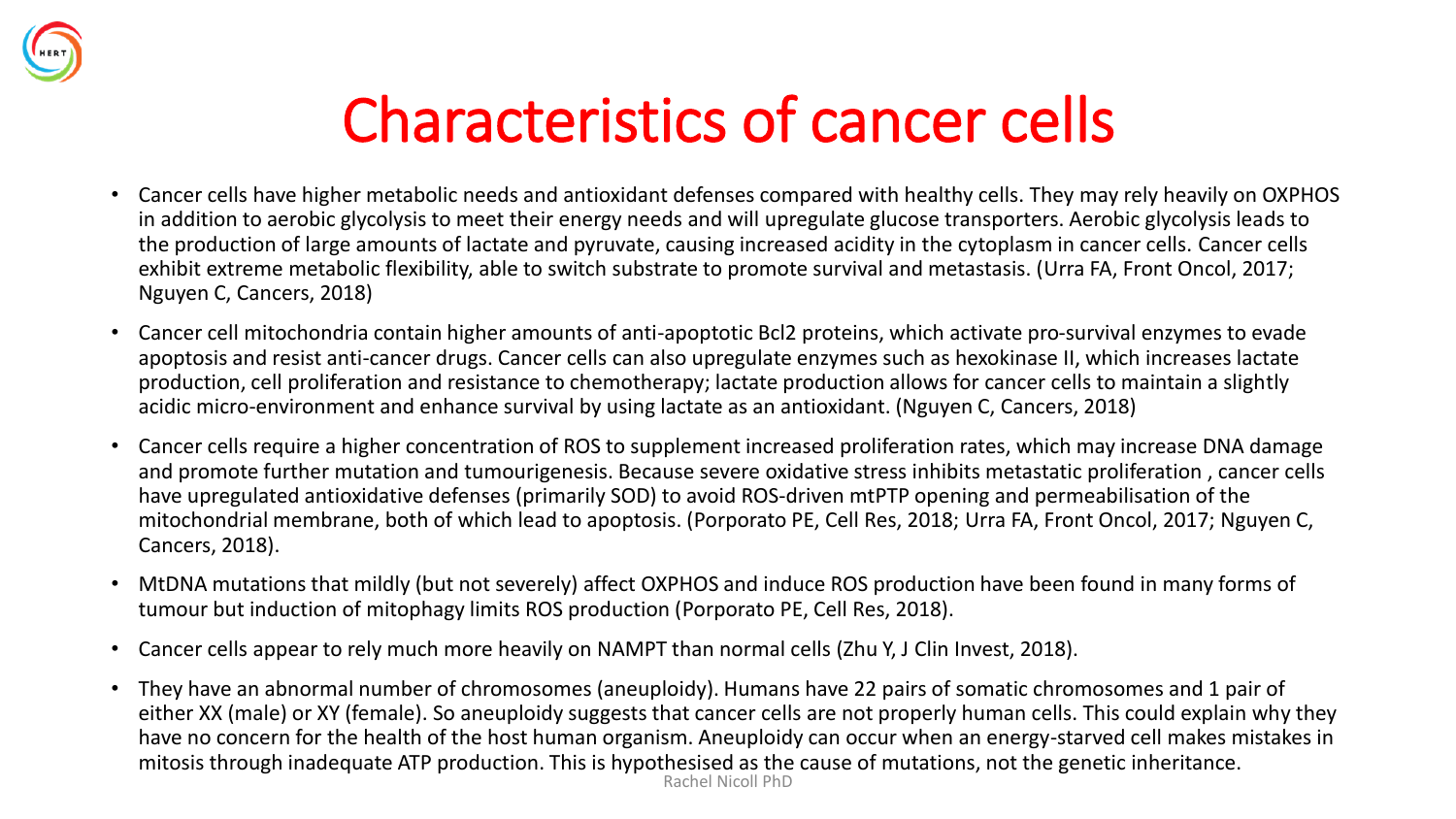# Characteristics of cancer cells

- Cancer cells have higher metabolic needs and antioxidant defenses compared with healthy cells. They may rely heavily on OXPHOS in addition to aerobic glycolysis to meet their energy needs and will upregulate glucose transporters. Aerobic glycolysis leads to the production of large amounts of lactate and pyruvate, causing increased acidity in the cytoplasm in cancer cells. Cancer cells exhibit extreme metabolic flexibility, able to switch substrate to promote survival and metastasis. (Urra FA, Front Oncol, 2017; Nguyen C, Cancers, 2018)
- Cancer cell mitochondria contain higher amounts of anti-apoptotic Bcl2 proteins, which activate pro-survival enzymes to evade apoptosis and resist anti-cancer drugs. Cancer cells can also upregulate enzymes such as hexokinase II, which increases lactate production, cell proliferation and resistance to chemotherapy; lactate production allows for cancer cells to maintain a slightly acidic micro-environment and enhance survival by using lactate as an antioxidant. (Nguyen C, Cancers, 2018)
- Cancer cells require a higher concentration of ROS to supplement increased proliferation rates, which may increase DNA damage and promote further mutation and tumourigenesis. Because severe oxidative stress inhibits metastatic proliferation , cancer cells have upregulated antioxidative defenses (primarily SOD) to avoid ROS-driven mtPTP opening and permeabilisation of the mitochondrial membrane, both of which lead to apoptosis. (Porporato PE, Cell Res, 2018; Urra FA, Front Oncol, 2017; Nguyen C, Cancers, 2018).
- MtDNA mutations that mildly (but not severely) affect OXPHOS and induce ROS production have been found in many forms of tumour but induction of mitophagy limits ROS production (Porporato PE, Cell Res, 2018).
- Cancer cells appear to rely much more heavily on NAMPT than normal cells (Zhu Y, J Clin Invest, 2018).
- They have an abnormal number of chromosomes (aneuploidy). Humans have 22 pairs of somatic chromosomes and 1 pair of either XX (male) or XY (female). So aneuploidy suggests that cancer cells are not properly human cells. This could explain why they have no concern for the health of the host human organism. Aneuploidy can occur when an energy-starved cell makes mistakes in mitosis through inadequate ATP production. This is hypothesised as the cause of mutations, not the genetic inheritance.

Rachel Nicoll PhD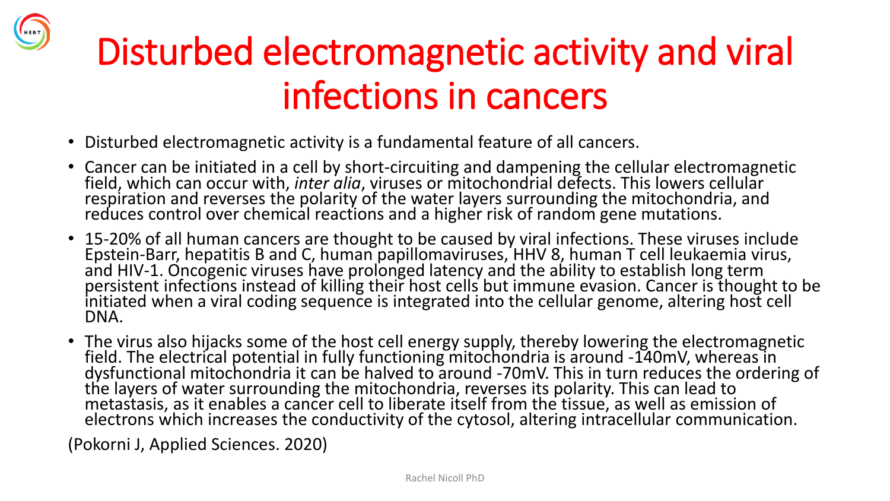# Disturbed electromagnetic activity and viral infections in cancers

- Disturbed electromagnetic activity is a fundamental feature of all cancers.
- Cancer can be initiated in a cell by short-circuiting and dampening the cellular electromagnetic field, which can occur with, *inter alia*, viruses or mitochondrial defects. This lowers cellular respiration and reverses the polarity of the water layers surrounding the mitochondria, and reduces control over chemical reactions and a higher risk of random gene mutations.
- 15-20% of all human cancers are thought to be caused by viral infections. These viruses include Epstein-Barr, hepatitis B and C, human papillomaviruses, HHV 8, human T cell leukaemia virus, and HIV-1. Oncogenic viruses have prolonged latency and the ability to establish long term persistent infections instead of killing their host cells but immune evasion. Cancer is thought to be initiated when a viral coding sequence is integrated into the cellular genome, altering host cell DNA.
- The virus also hijacks some of the host cell energy supply, thereby lowering the electromagnetic field. The electrical potential in fully functioning mitochondria is around -140mV, whereas in dysfunctional mitochondria it can be halved to around -70mV. This in turn reduces the ordering of the layers of water surrounding the mitochondria, reverses its polarity. This can lead to metastasis, as it enables a cancer cell to liberate itself from the tissue, as well as emission of electrons which increases the conductivity of the cytosol, altering intracellular communication.

(Pokorni J, Applied Sciences. 2020)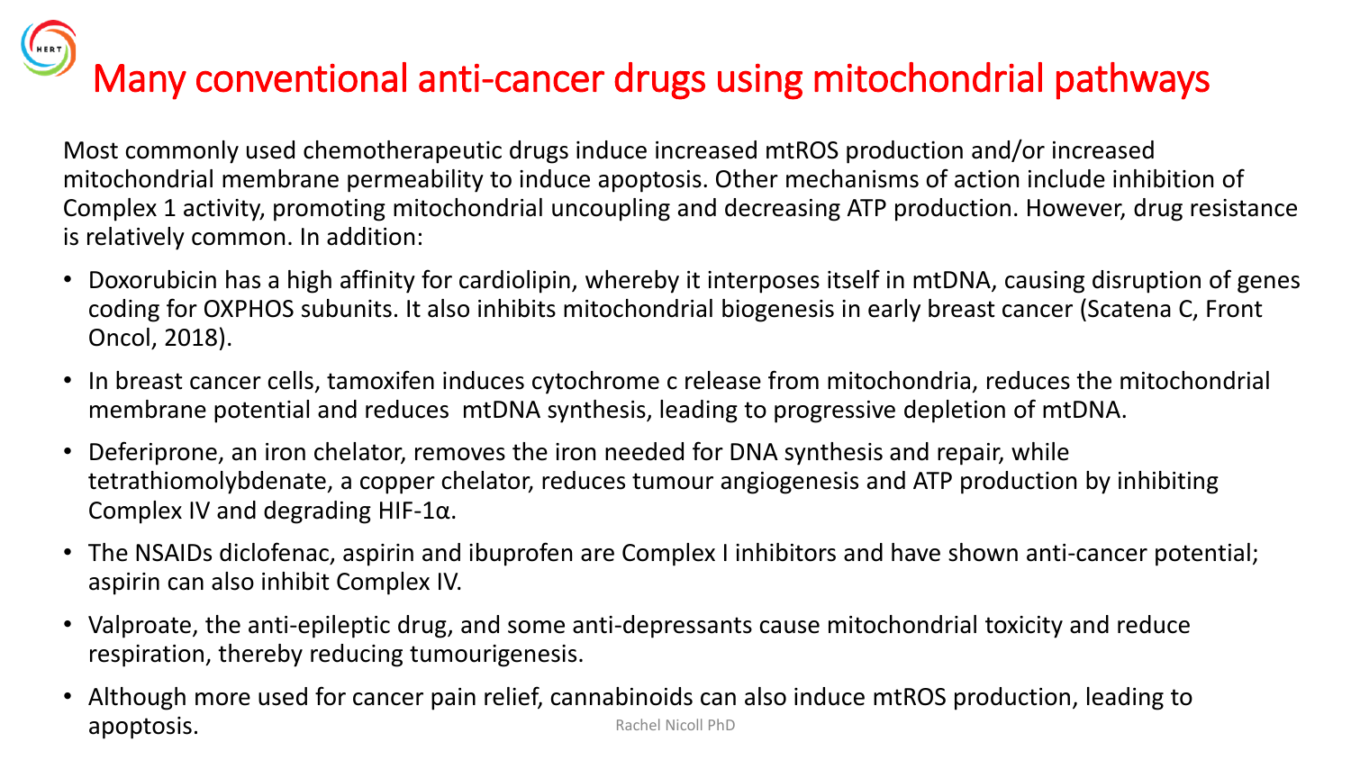# Many conventional anti-cancer drugs using mitochondrial pathways

Most commonly used chemotherapeutic drugs induce increased mtROS production and/or increased mitochondrial membrane permeability to induce apoptosis. Other mechanisms of action include inhibition of Complex 1 activity, promoting mitochondrial uncoupling and decreasing ATP production. However, drug resistance is relatively common. In addition:

- Doxorubicin has a high affinity for cardiolipin, whereby it interposes itself in mtDNA, causing disruption of genes coding for OXPHOS subunits. It also inhibits mitochondrial biogenesis in early breast cancer (Scatena C, Front Oncol, 2018).
- In breast cancer cells, tamoxifen induces cytochrome c release from mitochondria, reduces the mitochondrial membrane potential and reduces mtDNA synthesis, leading to progressive depletion of mtDNA.
- Deferiprone, an iron chelator, removes the iron needed for DNA synthesis and repair, while tetrathiomolybdenate, a copper chelator, reduces tumour angiogenesis and ATP production by inhibiting Complex IV and degrading HIF-1α.
- The NSAIDs diclofenac, aspirin and ibuprofen are Complex I inhibitors and have shown anti-cancer potential; aspirin can also inhibit Complex IV.
- Valproate, the anti-epileptic drug, and some anti-depressants cause mitochondrial toxicity and reduce respiration, thereby reducing tumourigenesis.
- Although more used for cancer pain relief, cannabinoids can also induce mtROS production, leading to apoptosis.

Rachel Nicoll PhD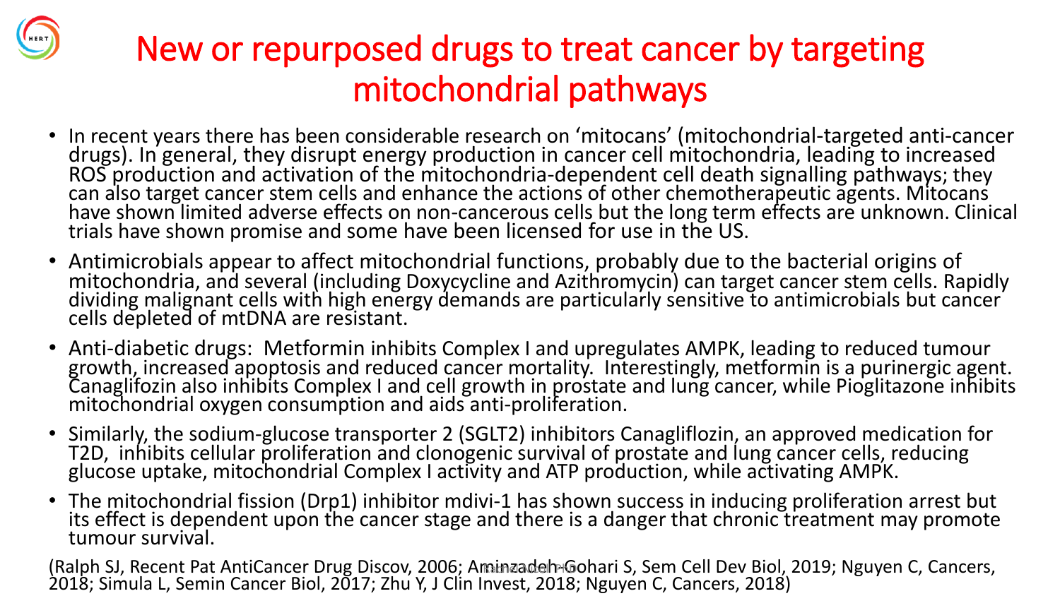# New or repurposed drugs to treat cancer by targeting mitochondrial pathways

- In recent years there has been considerable research on 'mitocans' (mitochondrial-targeted anti-cancer drugs). In general, they disrupt energy production in cancer cell mitochondria, leading to increased ROS production and activation of the mitochondria-dependent cell death signalling pathways; they can also target cancer stem cells and enhance the actions of other chemotherapeutic agents. Mitocans have shown limited adverse effects on non-cancerous cells but the long term effects are unknown. Clinical trials have shown promise and some have been licensed for use in the US.
- Antimicrobials appear to affect mitochondrial functions, probably due to the bacterial origins of mitochondria, and several (including Doxycycline and Azithromycin) can target cancer stem cells. Rapidly dividing malignant cells with high energy demands are particularly sensitive to antimicrobials but cancer cells depleted of mtDNA are resistant.
- Anti-diabetic drugs: Metformin inhibits Complex I and upregulates AMPK, leading to reduced tumour growth, increased apoptosis and reduced cancer mortality. Interestingly, metformin is a purinergic agent. Canaglifozin also inhibits Complex I and cell growth in prostate and lung cancer, while Pioglitazone inhibits mitochondrial oxygen consumption and aids anti-proliferation.
- Similarly, the sodium-glucose transporter 2 (SGLT2) inhibitors Canagliflozin, an approved medication for T2D, inhibits cellular proliferation and clonogenic survival of prostate and lung cancer cells, reducing glucose uptake, mitochondrial Complex I activity and ATP production, while activating AMPK.
- The mitochondrial fission (Drp1) inhibitor mdivi-1 has shown success in inducing proliferation arrest but its effect is dependent upon the cancer stage and there is a danger that chronic treatment may promote tumour survival.

(Ralph SJ, Recent Pat AntiCancer Drug Discov, 2006; Aminzadeh-Gohari S, Sem Cell Dev Biol, 2019; Nguyen C, Cancers, 2018; Simula L, Semin Cancer Biol, 2017; Zhu Y, J Clin Invest, 2018; Nguyen C, Cancers, 2018)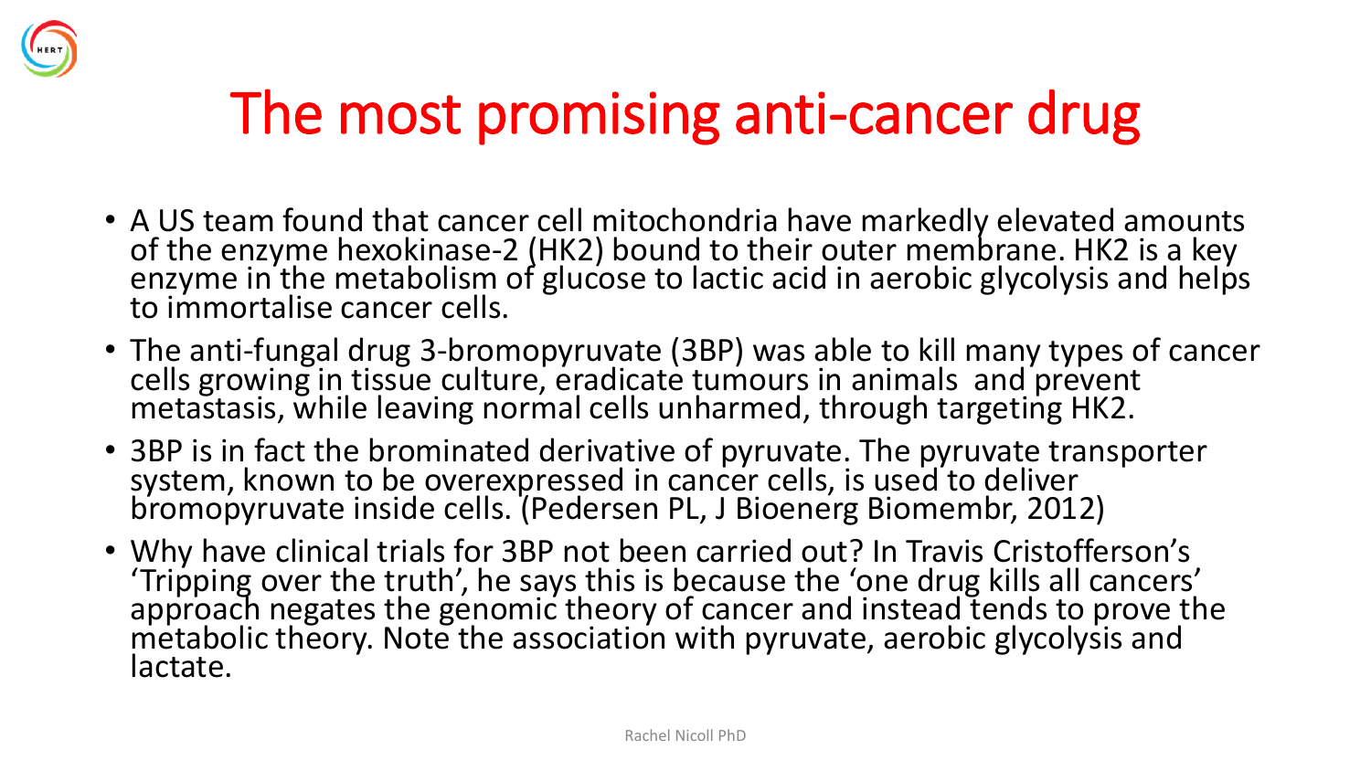# The most promising anti-cancer drug

- A US team found that cancer cell mitochondria have markedly elevated amounts of the enzyme hexokinase-2 (HK2) bound to their outer membrane. HK2 is a key enzyme in the metabolism of glucose to lactic acid in aerobic glycolysis and helps to immortalise cancer cells.
- The anti-fungal drug 3-bromopyruvate (3BP) was able to kill many types of cancer cells growing in tissue culture, eradicate tumours in animals and prevent metastasis, while leaving normal cells unharmed, through targeting HK2.
- 3BP is in fact the brominated derivative of pyruvate. The pyruvate transporter system, known to be overexpressed in cancer cells, is used to deliver bromopyruvate inside cells. (Pedersen PL, J Bioenerg Biomembr, 2012)
- Why have clinical trials for 3BP not been carried out? In Travis Cristofferson's 'Tripping over the truth', he says this is because the 'one drug kills all cancers' approach negates the genomic theory of cancer and instead tends to prove the metabolic theory. Note the association with pyruvate, aerobic glycolysis and lactate.

Rachel Nicoll PhD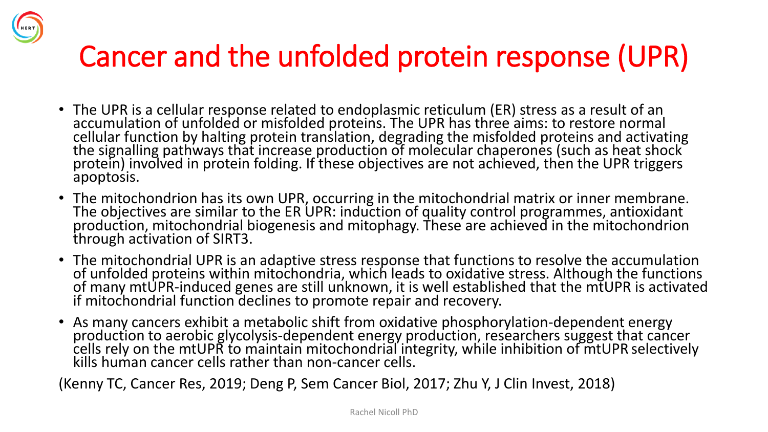# Cancer and the unfolded protein response (UPR)

- The UPR is a cellular response related to endoplasmic reticulum (ER) stress as a result of an accumulation of unfolded or misfolded proteins. The UPR has three aims: to restore normal cellular function by halting protein translation, degrading the misfolded proteins and activating the signalling pathways that increase production of molecular chaperones (such as heat shock protein) involved in protein folding. If these objectives are not achieved, then the UPR triggers apoptosis.
- The mitochondrion has its own UPR, occurring in the mitochondrial matrix or inner membrane. The objectives are similar to the ER UPR: induction of quality control programmes, antioxidant production, mitochondrial biogenesis and mitophagy. These are achieved in the mitochondrion through activation of SIRT3.
- The mitochondrial UPR is an adaptive stress response that functions to resolve the accumulation of unfolded proteins within mitochondria, which leads to oxidative stress. Although the functions of many mtUPR-induced genes are still unknown, it is well established that the mtUPR is activated if mitochondrial function declines to promote repair and recovery.
- As many cancers exhibit a metabolic shift from oxidative phosphorylation-dependent energy production to aerobic glycolysis-dependent energy production, researchers suggest that cancer cells rely on the mtUPR to maintain mitochondrial integrity, while inhibition of mtUPR selectively kills human cancer cells rather than non-cancer cells.

(Kenny TC, Cancer Res, 2019; Deng P, Sem Cancer Biol, 2017; Zhu Y, J Clin Invest, 2018)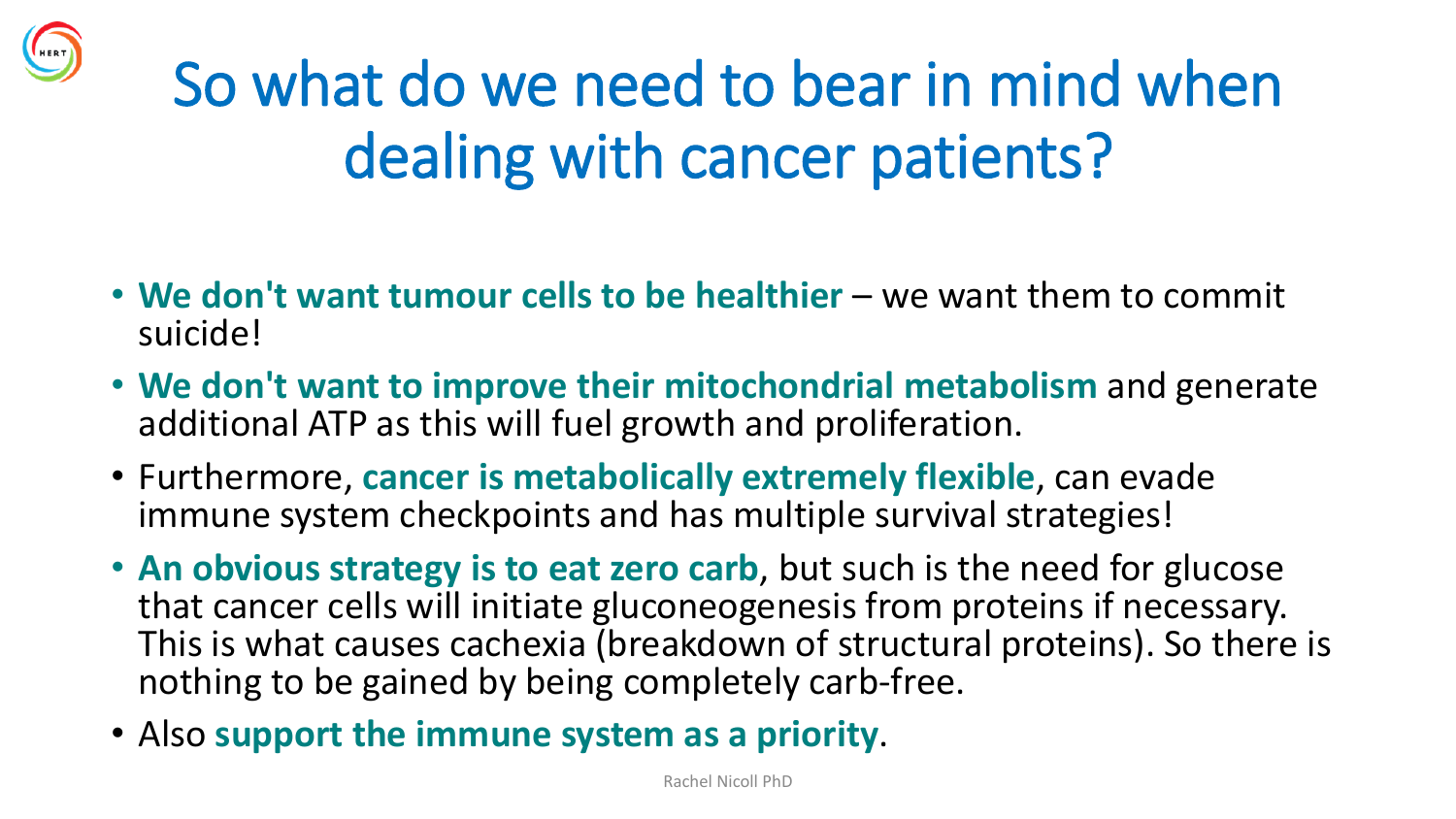# So what do we need to bear in mind when dealing with cancer patients?

- **We don't want tumour cells to be healthier** – we want them to commit suicide!
- **We don't want to improve their mitochondrial metabolism** and generate additional ATP as this will fuel growth and proliferation.
- Furthermore, **cancer is metabolically extremely flexible**, can evade immune system checkpoints and has multiple survival strategies!
- **An obvious strategy is to eat zero carb**, but such is the need for glucose that cancer cells will initiate gluconeogenesis from proteins if necessary. This is what causes cachexia (breakdown of structural proteins). So there is nothing to be gained by being completely carb-free.
- Also **support the immune system as a priority**.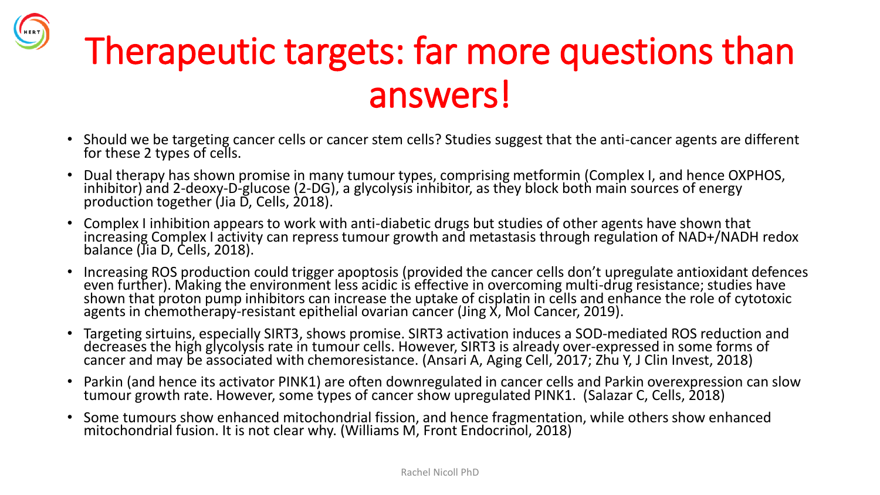# Therapeutic targets: far more questions than answers!

- Should we be targeting cancer cells or cancer stem cells? Studies suggest that the anti-cancer agents are different for these 2 types of cells.
- Dual therapy has shown promise in many tumour types, comprising metformin (Complex I, and hence OXPHOS, inhibitor) and 2-deoxy-D-glucose (2-DG), a glycolysis inhibitor, as they block both main sources of energy production together (Jia D, Cells, 2018).
- Complex I inhibition appears to work with anti-diabetic drugs but studies of other agents have shown that increasing Complex I activity can repress tumour growth and metastasis through regulation of NAD+/NADH redox balance (Jia D, Cells, 2018).
- Increasing ROS production could trigger apoptosis (provided the cancer cells don't upregulate antioxidant defences even further). Making the environment less acidic is effective in overcoming multi-drug resistance; studies have shown that proton pump inhibitors can increase the uptake of cisplatin in cells and enhance the role of cytotoxic agents in chemotherapy-resistant epithelial ovarian cancer (Jing X, Mol Cancer, 2019).
- Targeting sirtuins, especially SIRT3, shows promise. SIRT3 activation induces a SOD-mediated ROS reduction and decreases the high glycolysis rate in tumour cells. However, SIRT3 is already over-expressed in some forms of cancer and may be associated with chemoresistance. (Ansari A, Aging Cell, 2017; Zhu Y, J Clin Invest, 2018)
- Parkin (and hence its activator PINK1) are often downregulated in cancer cells and Parkin overexpression can slow tumour growth rate. However, some types of cancer show upregulated PINK1. (Salazar C, Cells, 2018)
- Some tumours show enhanced mitochondrial fission, and hence fragmentation, while others show enhanced mitochondrial fusion. It is not clear why. (Williams M, Front Endocrinol, 2018)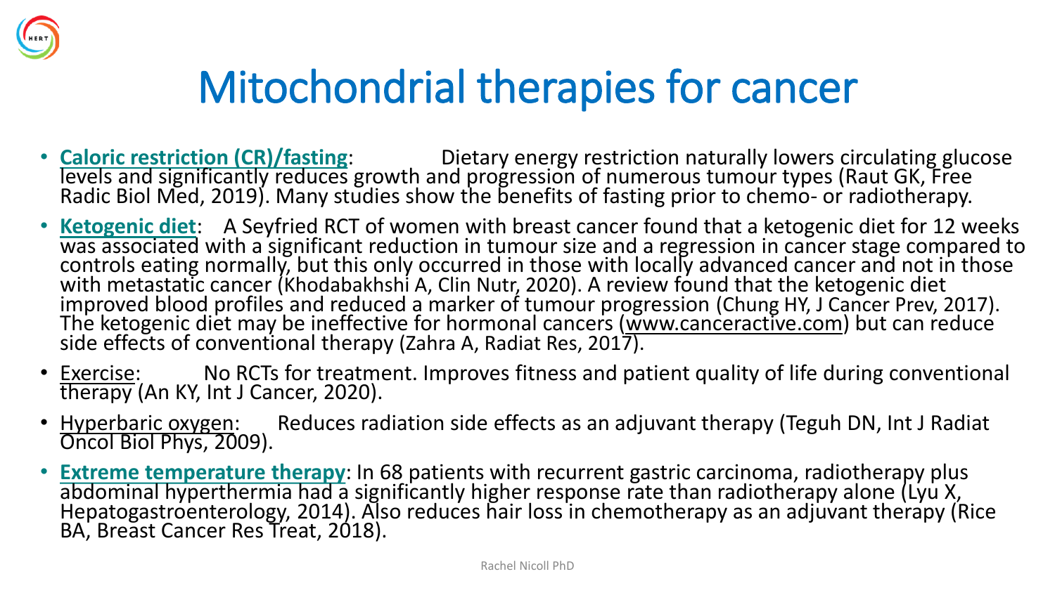# Mitochondrial therapies for cancer

- **Caloric restriction (CR)/fasting**: Dietary energy restriction naturally lowers circulating glucose levels and significantly reduces growth and progression of numerous tumour types (Raut GK, Free Radic Biol Med, 2019). Many studies show the benefits of fasting prior to chemo- or radiotherapy.
- **Ketogenic diet**: A Seyfried RCT of women with breast cancer found that a ketogenic diet for 12 weeks was associated with a significant reduction in tumour size and a regression in cancer stage compared to controls eating normally, but this only occurred in those with locally advanced cancer and not in those with metastatic cancer (Khodabakhshi A, Clin Nutr, 2020). A review found that the ketogenic diet improved blood profiles and reduced a marker of tumour progression (Chung HY, J Cancer Prev, 2017). The ketogenic diet may be ineffective for hormonal cancers (www.canceractive.com) but can reduce side effects of conventional therapy (Zahra A, Radiat Res, 2017).
- Exercise: No RCTs for treatment. Improves fitness and patient quality of life during conventional therapy (An KY, Int J Cancer, 2020).
- Hyperbaric oxygen: Reduces radiation side effects as an adjuvant therapy (Teguh DN, Int J Radiat Oncol Biol Phys, 2009).
- **Extreme temperature therapy**: In 68 patients with recurrent gastric carcinoma, radiotherapy plus abdominal hyperthermia had a significantly higher response rate than radiotherapy alone (Lyu X, Hepatogastroenterology, 2014). Also reduces hair loss in chemotherapy as an adjuvant therapy (Rice BA, Breast Cancer Res Treat, 2018).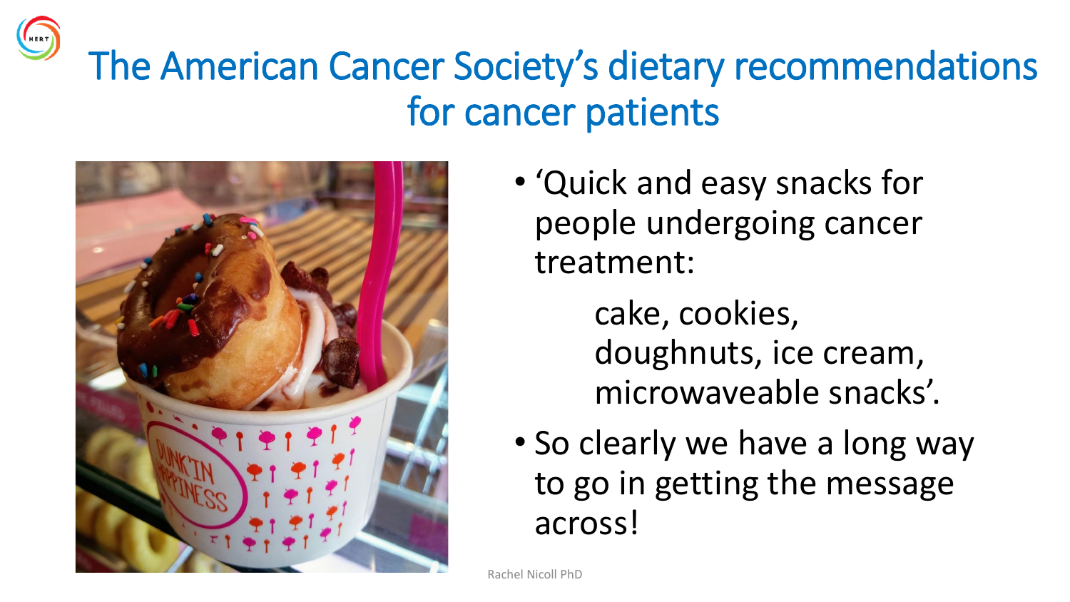# The American Cancer Society's dietary recommendations for cancer patients

- 'Quick and easy snacks for people undergoing cancer treatment:

  cake, cookies, doughnuts, ice cream, microwaveable snacks'.

- So clearly we have a long way to go in getting the message across!

Rachel Nicoll PhD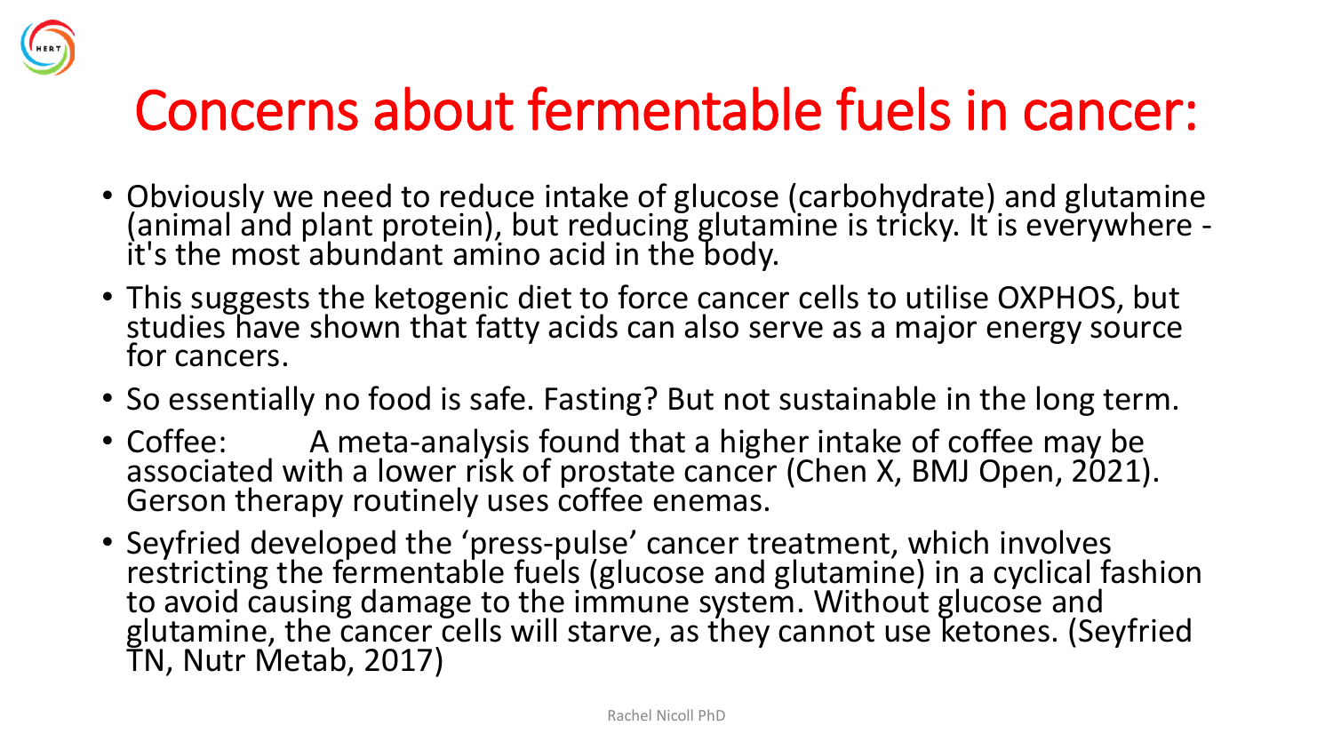# Concerns about fermentable fuels in cancer:

- Obviously we need to reduce intake of glucose (carbohydrate) and glutamine (animal and plant protein), but reducing glutamine is tricky. It is everywhere - it's the most abundant amino acid in the body.
- This suggests the ketogenic diet to force cancer cells to utilise OXPHOS, but studies have shown that fatty acids can also serve as a major energy source for cancers.
- So essentially no food is safe. Fasting? But not sustainable in the long term.
- Coffee: A meta-analysis found that a higher intake of coffee may be associated with a lower risk of prostate cancer (Chen X, BMJ Open, 2021). Gerson therapy routinely uses coffee enemas.
- Seyfried developed the 'press-pulse' cancer treatment, which involves restricting the fermentable fuels (glucose and glutamine) in a cyclical fashion to avoid causing damage to the immune system. Without glucose and glutamine, the cancer cells will starve, as they cannot use ketones. (Seyfried TN, Nutr Metab, 2017)

Rachel Nicoll PhD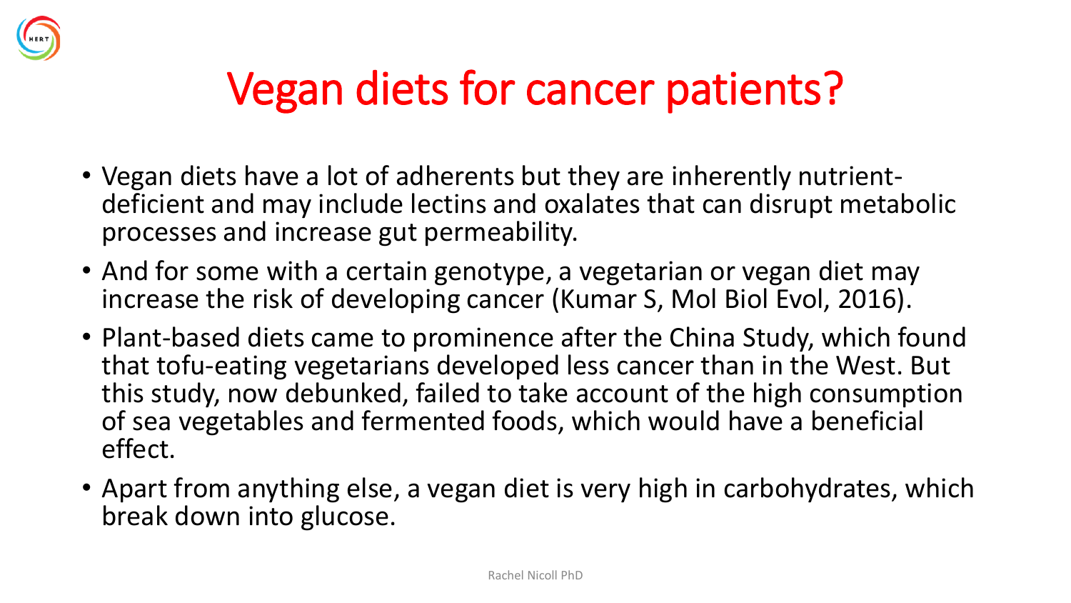# Vegan diets for cancer patients?

- Vegan diets have a lot of adherents but they are inherently nutrient-deficient and may include lectins and oxalates that can disrupt metabolic processes and increase gut permeability.
- And for some with a certain genotype, a vegetarian or vegan diet may increase the risk of developing cancer (Kumar S, Mol Biol Evol, 2016).
- Plant-based diets came to prominence after the China Study, which found that tofu-eating vegetarians developed less cancer than in the West. But this study, now debunked, failed to take account of the high consumption of sea vegetables and fermented foods, which would have a beneficial effect.
- Apart from anything else, a vegan diet is very high in carbohydrates, which break down into glucose.

Rachel Nicoll PhD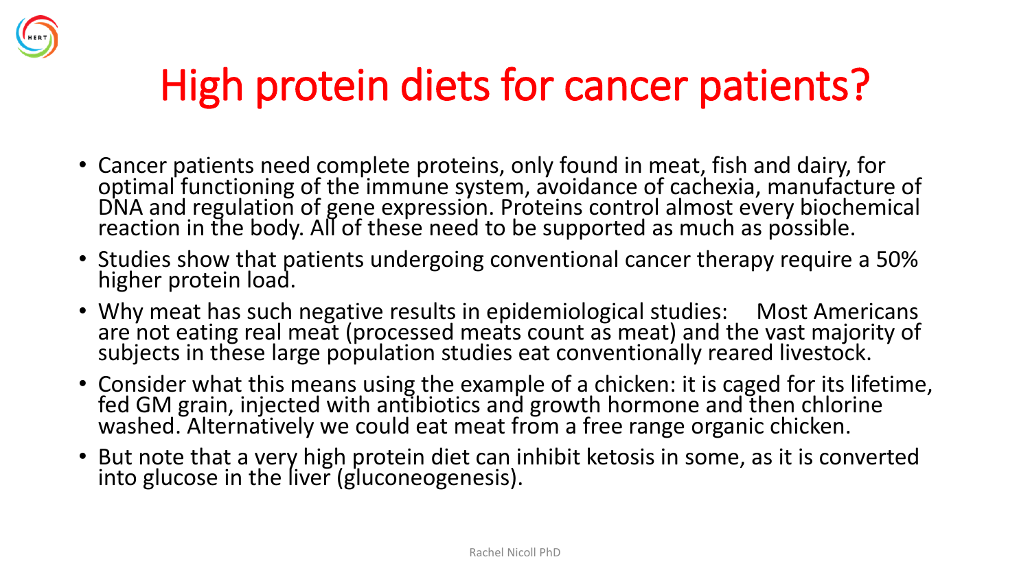# High protein diets for cancer patients?

- Cancer patients need complete proteins, only found in meat, fish and dairy, for optimal functioning of the immune system, avoidance of cachexia, manufacture of DNA and regulation of gene expression. Proteins control almost every biochemical reaction in the body. All of these need to be supported as much as possible.
- Studies show that patients undergoing conventional cancer therapy require a 50% higher protein load.
- Why meat has such negative results in epidemiological studies: Most Americans are not eating real meat (processed meats count as meat) and the vast majority of subjects in these large population studies eat conventionally reared livestock.
- Consider what this means using the example of a chicken: it is caged for its lifetime, fed GM grain, injected with antibiotics and growth hormone and then chlorine washed. Alternatively we could eat meat from a free range organic chicken.
- But note that a very high protein diet can inhibit ketosis in some, as it is converted into glucose in the liver (gluconeogenesis).

Rachel Nicoll PhD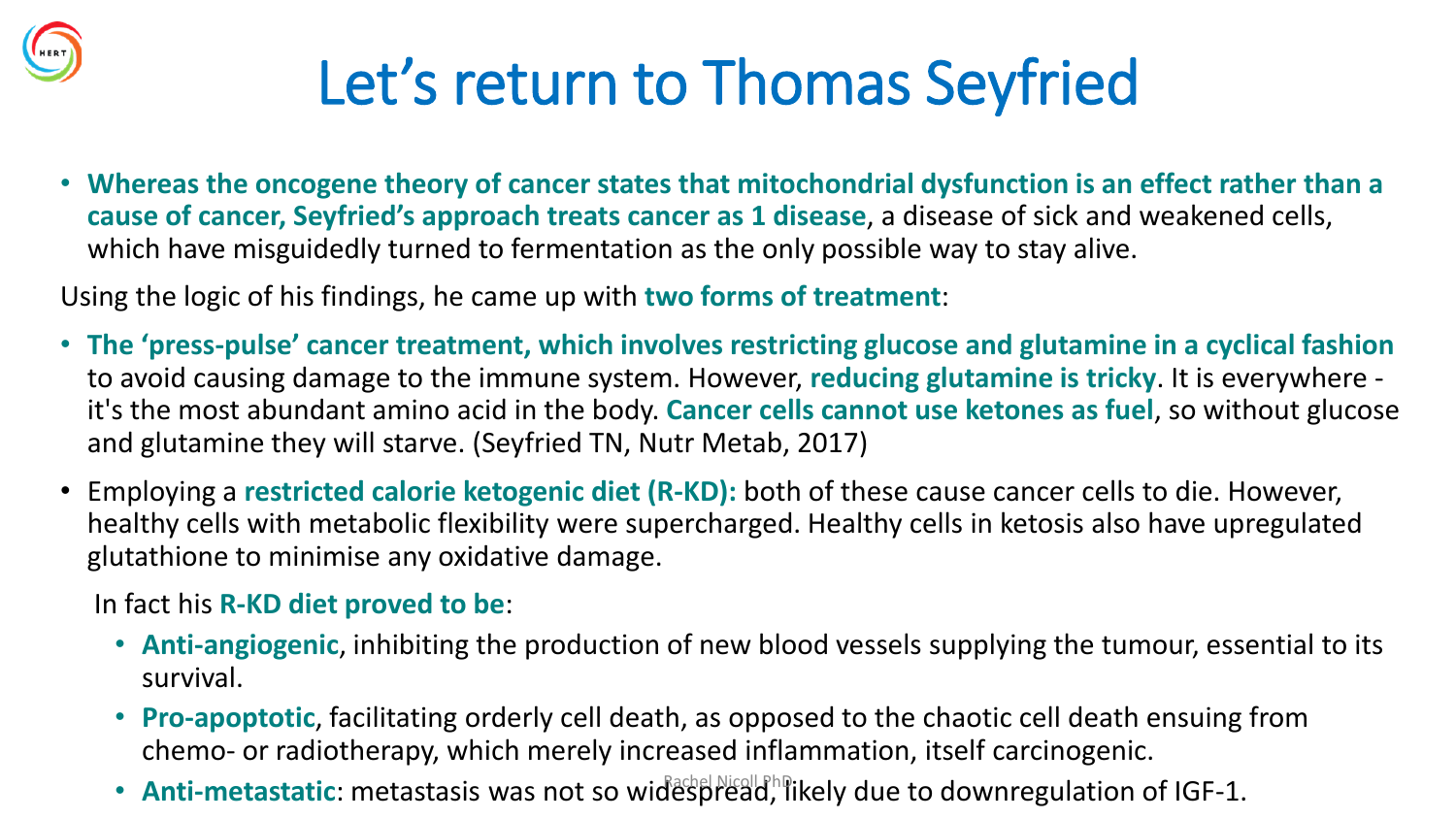# Let's return to Thomas Seyfried

- **Whereas the oncogene theory of cancer states that mitochondrial dysfunction is an effect rather than a cause of cancer, Seyfried's approach treats cancer as 1 disease**, a disease of sick and weakened cells, which have misguidedly turned to fermentation as the only possible way to stay alive.

Using the logic of his findings, he came up with **two forms of treatment**:

- **The 'press-pulse' cancer treatment, which involves restricting glucose and glutamine in a cyclical fashion** to avoid causing damage to the immune system. However, **reducing glutamine is tricky**. It is everywhere - it's the most abundant amino acid in the body. **Cancer cells cannot use ketones as fuel**, so without glucose and glutamine they will starve. (Seyfried TN, Nutr Metab, 2017)
- Employing a **restricted calorie ketogenic diet (R-KD):** both of these cause cancer cells to die. However, healthy cells with metabolic flexibility were supercharged. Healthy cells in ketosis also have upregulated glutathione to minimise any oxidative damage.

  In fact his **R-KD diet proved to be**:

  - **Anti-angiogenic**, inhibiting the production of new blood vessels supplying the tumour, essential to its survival.
  - **Pro-apoptotic**, facilitating orderly cell death, as opposed to the chaotic cell death ensuing from chemo- or radiotherapy, which merely increased inflammation, itself carcinogenic.
  - **Anti-metastatic**: metastasis was not so widespread, likely due to downregulation of IGF-1.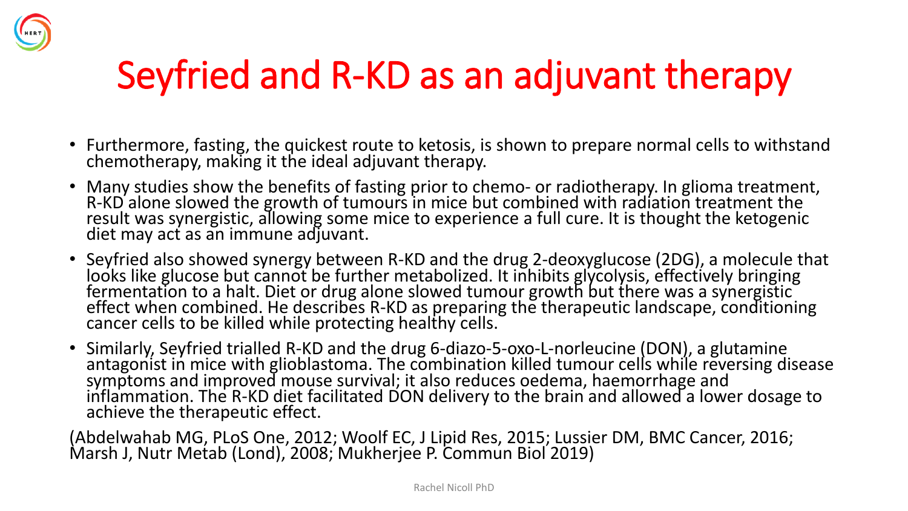# Seyfried and R-KD as an adjuvant therapy

- Furthermore, fasting, the quickest route to ketosis, is shown to prepare normal cells to withstand chemotherapy, making it the ideal adjuvant therapy.
- Many studies show the benefits of fasting prior to chemo- or radiotherapy. In glioma treatment, R-KD alone slowed the growth of tumours in mice but combined with radiation treatment the result was synergistic, allowing some mice to experience a full cure. It is thought the ketogenic diet may act as an immune adjuvant.
- Seyfried also showed synergy between R-KD and the drug 2-deoxyglucose (2DG), a molecule that looks like glucose but cannot be further metabolized. It inhibits glycolysis, effectively bringing fermentation to a halt. Diet or drug alone slowed tumour growth but there was a synergistic effect when combined. He describes R-KD as preparing the therapeutic landscape, conditioning cancer cells to be killed while protecting healthy cells.
- Similarly, Seyfried trialled R-KD and the drug 6-diazo-5-oxo-L-norleucine (DON), a glutamine antagonist in mice with glioblastoma. The combination killed tumour cells while reversing disease symptoms and improved mouse survival; it also reduces oedema, haemorrhage and inflammation. The R-KD diet facilitated DON delivery to the brain and allowed a lower dosage to achieve the therapeutic effect.

(Abdelwahab MG, PLoS One, 2012; Woolf EC, J Lipid Res, 2015; Lussier DM, BMC Cancer, 2016; Marsh J, Nutr Metab (Lond), 2008; Mukherjee P. Commun Biol 2019)

Rachel Nicoll PhD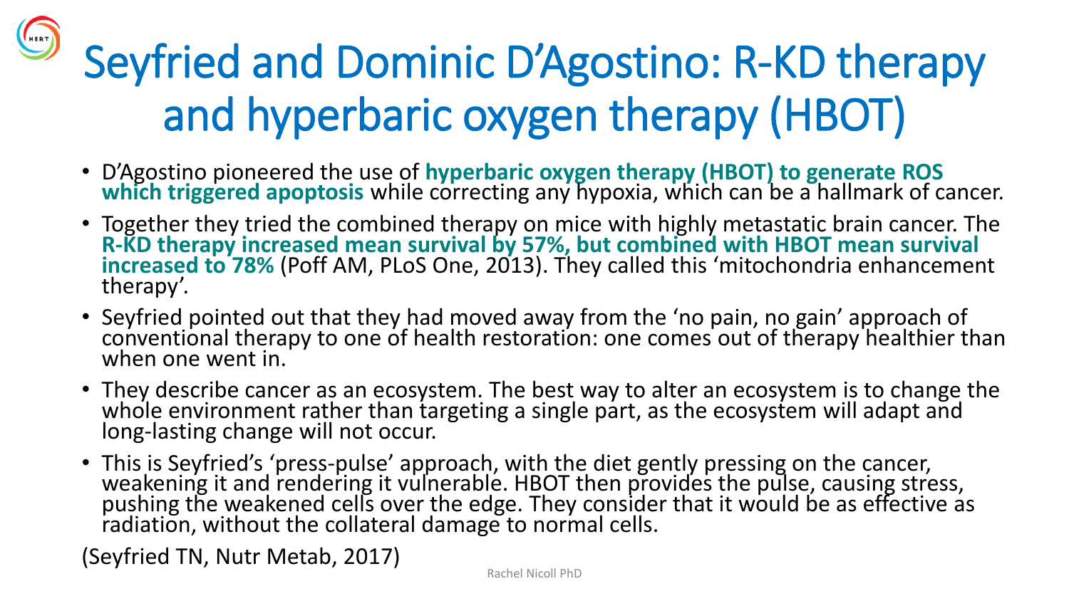# Seyfried and Dominic D'Agostino: R-KD therapy and hyperbaric oxygen therapy (HBOT)

- D'Agostino pioneered the use of **hyperbaric oxygen therapy (HBOT) to generate ROS which triggered apoptosis** while correcting any hypoxia, which can be a hallmark of cancer.
- Together they tried the combined therapy on mice with highly metastatic brain cancer. The **R-KD therapy increased mean survival by 57%, but combined with HBOT mean survival increased to 78%** (Poff AM, PLoS One, 2013). They called this 'mitochondria enhancement therapy'.
- Seyfried pointed out that they had moved away from the 'no pain, no gain' approach of conventional therapy to one of health restoration: one comes out of therapy healthier than when one went in.
- They describe cancer as an ecosystem. The best way to alter an ecosystem is to change the whole environment rather than targeting a single part, as the ecosystem will adapt and long-lasting change will not occur.
- This is Seyfried's 'press-pulse' approach, with the diet gently pressing on the cancer, weakening it and rendering it vulnerable. HBOT then provides the pulse, causing stress, pushing the weakened cells over the edge. They consider that it would be as effective as radiation, without the collateral damage to normal cells.

(Seyfried TN, Nutr Metab, 2017)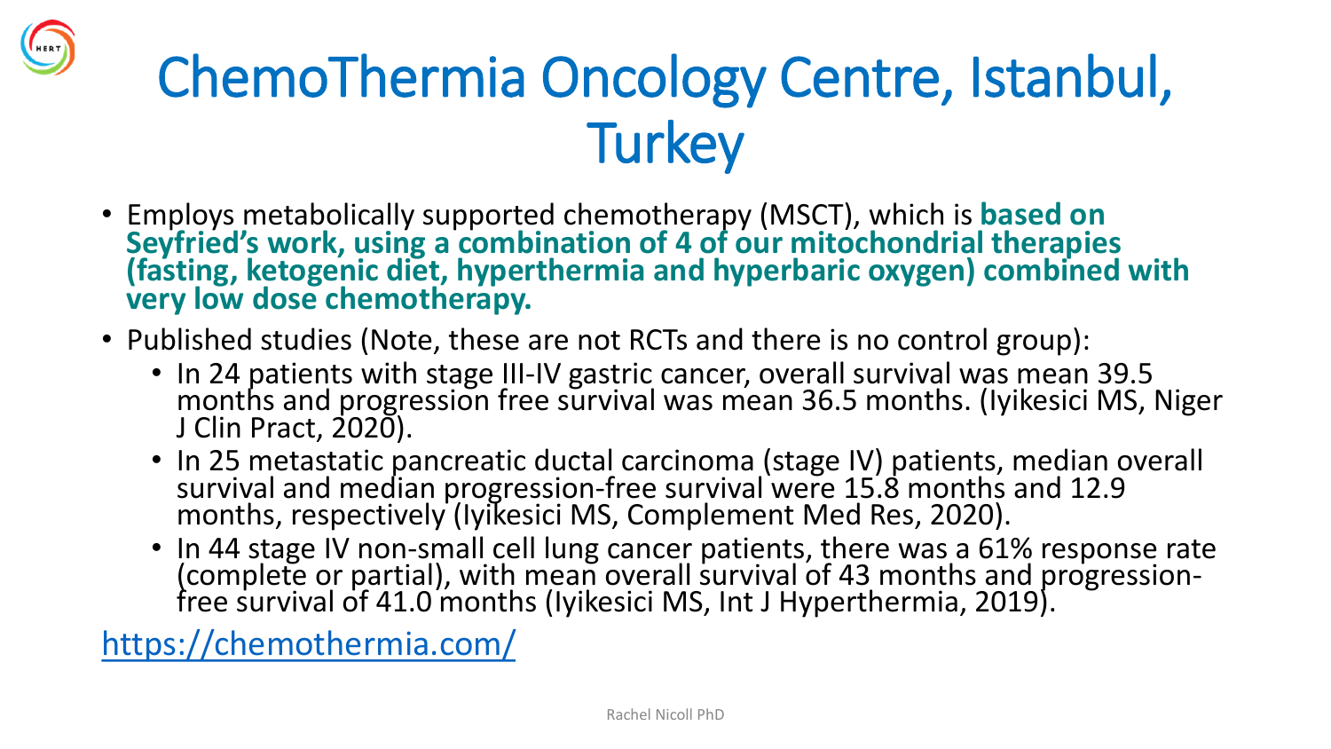# ChemoThermia Oncology Centre, Istanbul, Turkey

- Employs metabolically supported chemotherapy (MSCT), which is **based on Seyfried's work, using a combination of 4 of our mitochondrial therapies (fasting, ketogenic diet, hyperthermia and hyperbaric oxygen) combined with very low dose chemotherapy.**
- Published studies (Note, these are not RCTs and there is no control group):
  - In 24 patients with stage III-IV gastric cancer, overall survival was mean 39.5 months and progression free survival was mean 36.5 months. (Iyikesici MS, Niger J Clin Pract, 2020).
  - In 25 metastatic pancreatic ductal carcinoma (stage IV) patients, median overall survival and median progression-free survival were 15.8 months and 12.9 months, respectively (Iyikesici MS, Complement Med Res, 2020).
  - In 44 stage IV non-small cell lung cancer patients, there was a 61% response rate (complete or partial), with mean overall survival of 43 months and progression-free survival of 41.0 months (Iyikesici MS, Int J Hyperthermia, 2019).

https://chemothermia.com/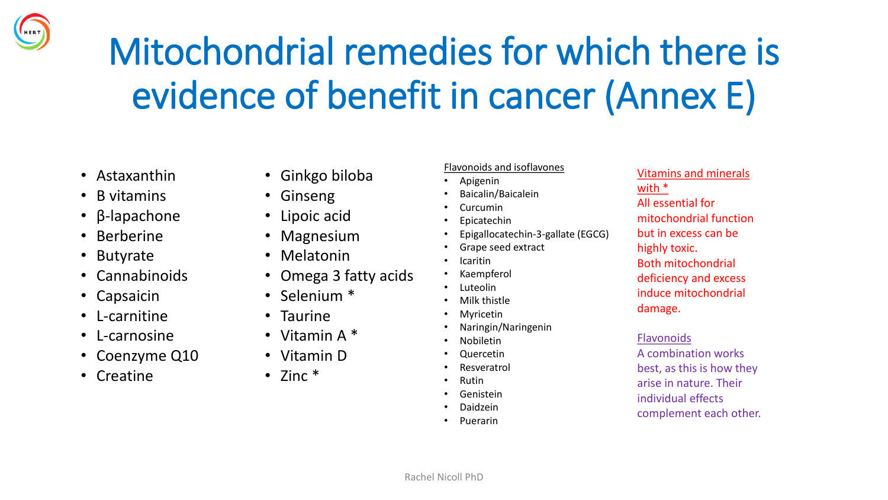# Mitochondrial remedies for which there is evidence of benefit in cancer (Annex E)

- Astaxanthin
- B vitamins
- β-lapachone
- Berberine
- Butyrate
- Cannabinoids
- Capsaicin
- L-carnitine
- L-carnosine
- Coenzyme Q10
- Creatine

- Ginkgo biloba
- Ginseng
- Lipoic acid
- Magnesium
- Melatonin
- Omega 3 fatty acids
- Selenium *
- Taurine
- Vitamin A *
- Vitamin D
- Zinc *

Flavonoids and isoflavones

- Apigenin
- Baicalin/Baicalein
- Curcumin
- Epicatechin
- Epigallocatechin-3-gallate (EGCG)
- Grape seed extract
- Icaritin
- Kaempferol
- Luteolin
- Milk thistle
- Myricetin
- Naringin/Naringenin
- Nobiletin
- Quercetin
- Resveratrol
- Rutin
- Genistein
- Daidzein
- Puerarin

Vitamins and minerals with *

All essential for mitochondrial function but in excess can be highly toxic.
Both mitochondrial deficiency and excess induce mitochondrial damage.

Flavonoids

A combination works best, as this is how they arise in nature. Their individual effects complement each other.

Rachel Nicoll PhD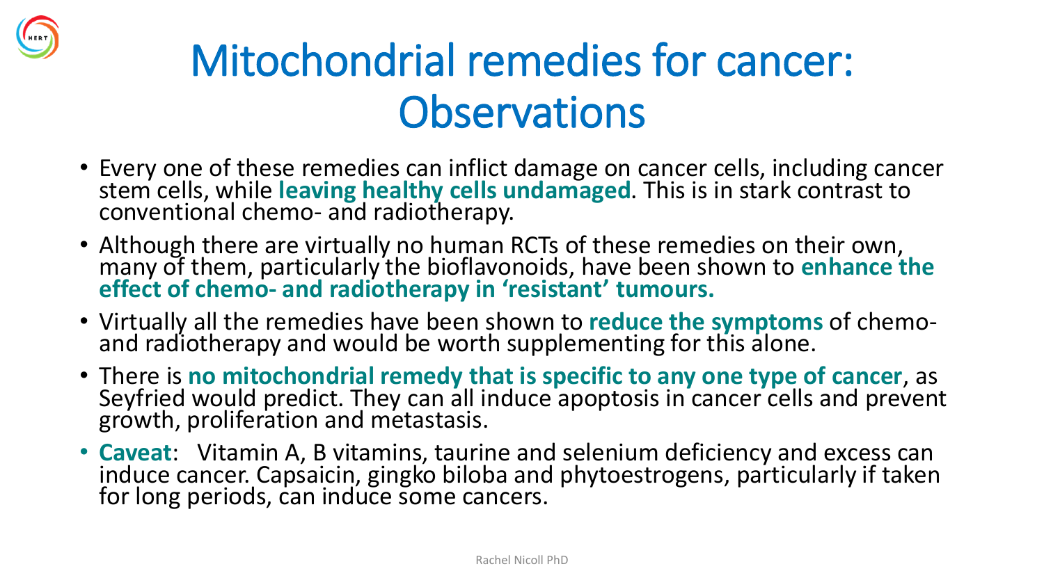# Mitochondrial remedies for cancer: Observations

- Every one of these remedies can inflict damage on cancer cells, including cancer stem cells, while **leaving healthy cells undamaged**. This is in stark contrast to conventional chemo- and radiotherapy.
- Although there are virtually no human RCTs of these remedies on their own, many of them, particularly the bioflavonoids, have been shown to **enhance the effect of chemo- and radiotherapy in 'resistant' tumours.**
- Virtually all the remedies have been shown to **reduce the symptoms** of chemo- and radiotherapy and would be worth supplementing for this alone.
- There is **no mitochondrial remedy that is specific to any one type of cancer**, as Seyfried would predict. They can all induce apoptosis in cancer cells and prevent growth, proliferation and metastasis.
- **Caveat**: Vitamin A, B vitamins, taurine and selenium deficiency and excess can induce cancer. Capsaicin, gingko biloba and phytoestrogens, particularly if taken for long periods, can induce some cancers.

Rachel Nicoll PhD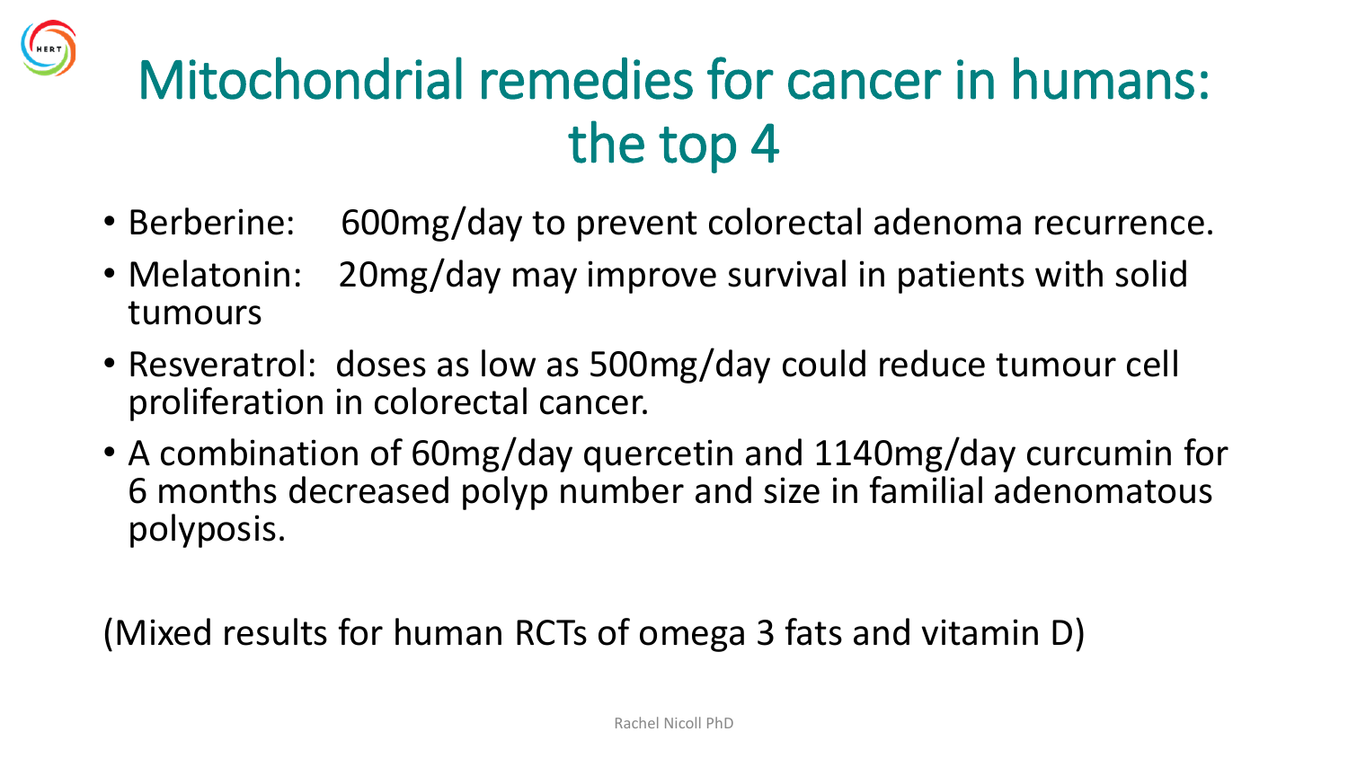# Mitochondrial remedies for cancer in humans: the top 4

- Berberine: 600mg/day to prevent colorectal adenoma recurrence.
- Melatonin: 20mg/day may improve survival in patients with solid tumours
- Resveratrol: doses as low as 500mg/day could reduce tumour cell proliferation in colorectal cancer.
- A combination of 60mg/day quercetin and 1140mg/day curcumin for 6 months decreased polyp number and size in familial adenomatous polyposis.

(Mixed results for human RCTs of omega 3 fats and vitamin D)

Rachel Nicoll PhD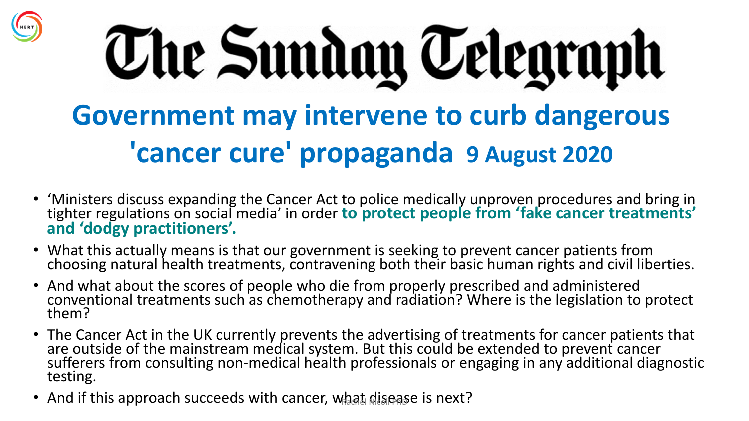# The Sunday Telegraph

## Government may intervene to curb dangerous 'cancer cure' propaganda 9 August 2020

- 'Ministers discuss expanding the Cancer Act to police medically unproven procedures and bring in tighter regulations on social media' in order **to protect people from 'fake cancer treatments' and 'dodgy practitioners'.**
- What this actually means is that our government is seeking to prevent cancer patients from choosing natural health treatments, contravening both their basic human rights and civil liberties.
- And what about the scores of people who die from properly prescribed and administered conventional treatments such as chemotherapy and radiation? Where is the legislation to protect them?
- The Cancer Act in the UK currently prevents the advertising of treatments for cancer patients that are outside of the mainstream medical system. But this could be extended to prevent cancer sufferers from consulting non-medical health professionals or engaging in any additional diagnostic testing.
- And if this approach succeeds with cancer, what disease is next?